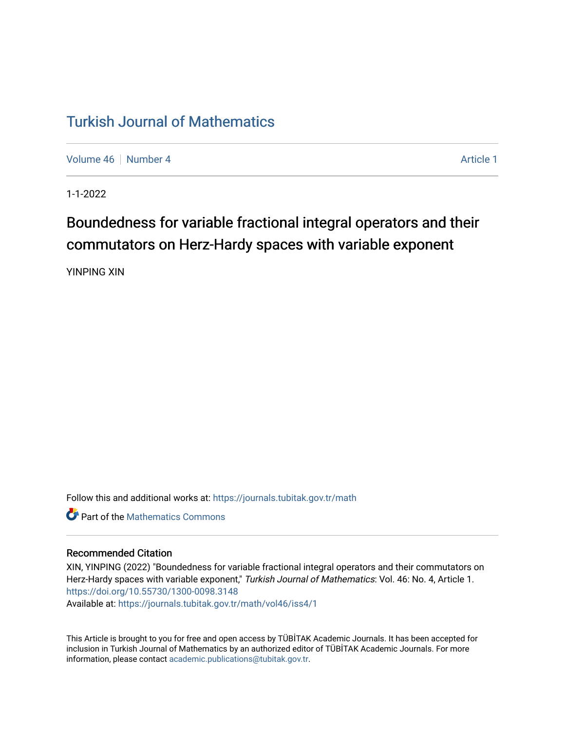# Turkish Journal of Mathematics

Volume 46 | Number 4 | Article 1

1-1-2022

## Boundedness for variable fractional integral operators and their commutators on Herz-Hardy spaces with variable exponent

YINPING XIN

Follow this and additional works at: https://journals.tubitak.gov.tr/math

Part of the Mathematics Commons

### Recommended Citation

XIN, YINPING (2022) "Boundedness for variable fractional integral operators and their commutators on Herz-Hardy spaces with variable exponent," *Turkish Journal of Mathematics*: Vol. 46: No. 4, Article 1. https://doi.org/10.55730/1300-0098.3148

Available at: https://journals.tubitak.gov.tr/math/vol46/iss4/1

This Article is brought to you for free and open access by TÜBİTAK Academic Journals. It has been accepted for inclusion in Turkish Journal of Mathematics by an authorized editor of TÜBİTAK Academic Journals. For more information, please contact academic.publications@tubitak.gov.tr.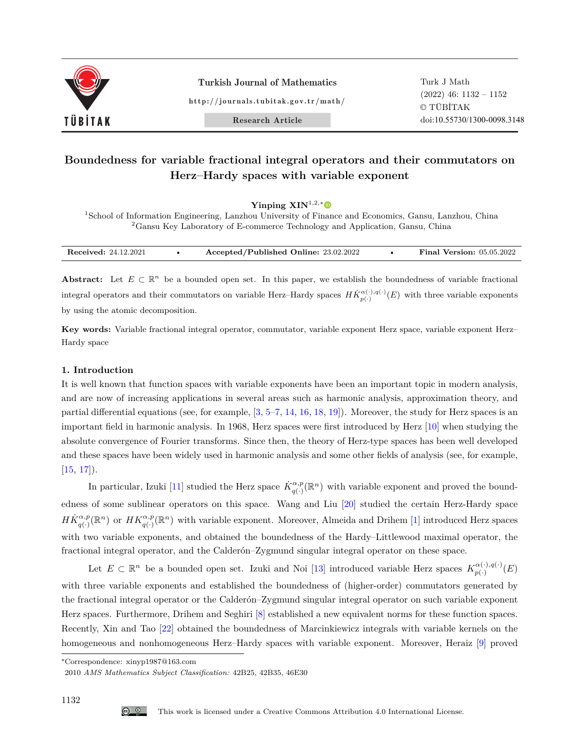# Boundedness for variable fractional integral operators and their commutators on Herz–Hardy spaces with variable exponent

**Yinping XIN**[1,2,*]

[1]School of Information Engineering, Lanzhou University of Finance and Economics, Gansu, Lanzhou, China
[2]Gansu Key Laboratory of E-commerce Technology and Application, Gansu, China

**Received:** 24.12.2021 • **Accepted/Published Online:** 23.02.2022 • **Final Version:** 05.05.2022

**Abstract:** Let $E \subset \mathbb{R}^n$ be a bounded open set. In this paper, we establish the boundedness of variable fractional integral operators and their commutators on variable Herz–Hardy spaces $H\dot{K}_{p(\cdot)}^{\alpha(\cdot),q(\cdot)}(E)$ with three variable exponents by using the atomic decomposition.

**Key words:** Variable fractional integral operator, commutator, variable exponent Herz space, variable exponent Herz–Hardy space

## 1. Introduction

It is well known that function spaces with variable exponents have been an important topic in modern analysis, and are now of increasing applications in several areas such as harmonic analysis, approximation theory, and partial differential equations (see, for example, [3, 5–7, 14, 16, 18, 19]). Moreover, the study for Herz spaces is an important field in harmonic analysis. In 1968, Herz spaces were first introduced by Herz [10] when studying the absolute convergence of Fourier transforms. Since then, the theory of Herz-type spaces has been well developed and these spaces have been widely used in harmonic analysis and some other fields of analysis (see, for example, [15, 17]).

In particular, Izuki [11] studied the Herz space $\dot{K}_{q(\cdot)}^{\alpha,p}(\mathbb{R}^n)$ with variable exponent and proved the boundedness of some sublinear operators on this space. Wang and Liu [20] studied the certain Herz-Hardy space $H\dot{K}_{q(\cdot)}^{\alpha,p}(\mathbb{R}^n)$ or $HK_{q(\cdot)}^{\alpha,p}(\mathbb{R}^n)$ with variable exponent. Moreover, Almeida and Drihem [1] introduced Herz spaces with two variable exponents, and obtained the boundedness of the Hardy–Littlewood maximal operator, the fractional integral operator, and the Calderón–Zygmund singular integral operator on these space.

Let $E \subset \mathbb{R}^n$ be a bounded open set. Izuki and Noi [13] introduced variable Herz spaces $K_{p(\cdot)}^{\alpha(\cdot),q(\cdot)}(E)$ with three variable exponents and established the boundedness of (higher-order) commutators generated by the fractional integral operator or the Calderón–Zygmund singular integral operator on such variable exponent Herz spaces. Furthermore, Drihem and Seghiri [8] established a new equivalent norms for these function spaces. Recently, Xin and Tao [22] obtained the boundedness of Marcinkiewicz integrals with variable kernels on the homogeneous and nonhomogeneous Herz–Hardy spaces with variable exponent. Moreover, Heraiz [9] proved

*Correspondence: xinyp1987@163.com

2010 *AMS Mathematics Subject Classification:* 42B25, 42B35, 46E30

This work is licensed under a Creative Commons Attribution 4.0 International License.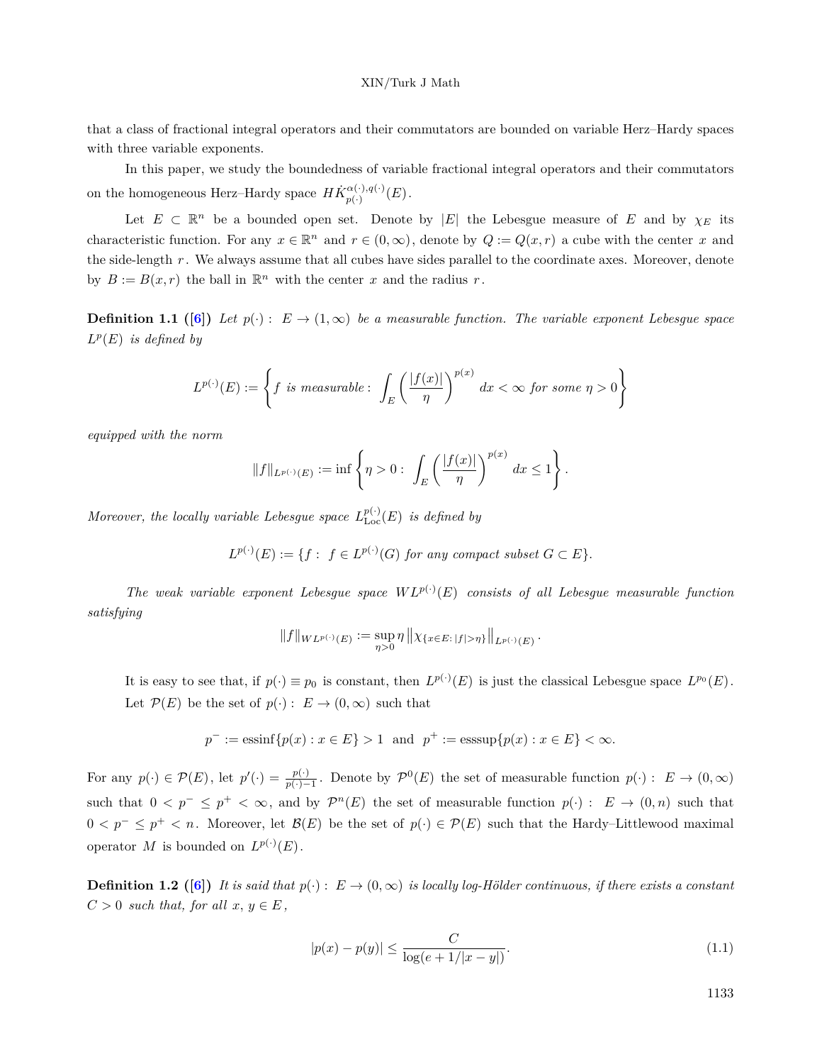that a class of fractional integral operators and their commutators are bounded on variable Herz–Hardy spaces with three variable exponents.

In this paper, we study the boundedness of variable fractional integral operators and their commutators on the homogeneous Herz–Hardy space $H\dot{K}_{p(\cdot)}^{\alpha(\cdot),q(\cdot)}(E)$.

Let $E \subset \mathbb{R}^n$ be a bounded open set. Denote by $|E|$ the Lebesgue measure of $E$ and by $\chi_E$ its characteristic function. For any $x \in \mathbb{R}^n$ and $r \in (0, \infty)$, denote by $Q := Q(x, r)$ a cube with the center $x$ and the side-length $r$. We always assume that all cubes have sides parallel to the coordinate axes. Moreover, denote by $B := B(x, r)$ the ball in $\mathbb{R}^n$ with the center $x$ and the radius $r$.

**Definition 1.1 ([6])** *Let $p(\cdot): E \to (1, \infty)$ be a measurable function. The variable exponent Lebesgue space $L^p(E)$ is defined by*

$$L^{p(\cdot)}(E) := \left\{ f \text{ is measurable}: \int_E \left( \frac{|f(x)|}{\eta} \right)^{p(x)} dx < \infty \text{ for some } \eta > 0 \right\}$$

*equipped with the norm*

$$\|f\|_{L^{p(\cdot)}(E)} := \inf \left\{ \eta > 0: \int_E \left( \frac{|f(x)|}{\eta} \right)^{p(x)} dx \le 1 \right\}.$$

*Moreover, the locally variable Lebesgue space $L_{\mathrm{Loc}}^{p(\cdot)}(E)$ is defined by*

$$L^{p(\cdot)}(E) := \{ f: f \in L^{p(\cdot)}(G) \text{ for any compact subset } G \subset E \}.$$

*The weak variable exponent Lebesgue space $WL^{p(\cdot)}(E)$ consists of all Lebesgue measurable function satisfying*

$$\|f\|_{WL^{p(\cdot)}(E)} := \sup_{\eta > 0} \eta \left\| \chi_{\{x \in E: |f| > \eta\}} \right\|_{L^{p(\cdot)}(E)}.$$

It is easy to see that, if $p(\cdot) \equiv p_0$ is constant, then $L^{p(\cdot)}(E)$ is just the classical Lebesgue space $L^{p_0}(E)$. Let $\mathcal{P}(E)$ be the set of $p(\cdot): E \to (0, \infty)$ such that

$$p^- := \operatorname{essinf}\{p(x) : x \in E\} > 1 \text{ and } p^+ := \operatorname{esssup}\{p(x) : x \in E\} < \infty.$$

For any $p(\cdot) \in \mathcal{P}(E)$, let $p'(\cdot) = \frac{p(\cdot)}{p(\cdot)-1}$. Denote by $\mathcal{P}^0(E)$ the set of measurable function $p(\cdot): E \to (0, \infty)$ such that $0 < p^- \le p^+ < \infty$, and by $\mathcal{P}^n(E)$ the set of measurable function $p(\cdot): E \to (0, n)$ such that $0 < p^- \le p^+ < n$. Moreover, let $\mathcal{B}(E)$ be the set of $p(\cdot) \in \mathcal{P}(E)$ such that the Hardy–Littlewood maximal operator $M$ is bounded on $L^{p(\cdot)}(E)$.

**Definition 1.2 ([6])** *It is said that $p(\cdot): E \to (0, \infty)$ is locally log-Hölder continuous, if there exists a constant $C > 0$ such that, for all $x$, $y \in E$,*

$$|p(x) - p(y)| \le \frac{C}{\log(e + 1/|x - y|)}. \tag{1.1}$$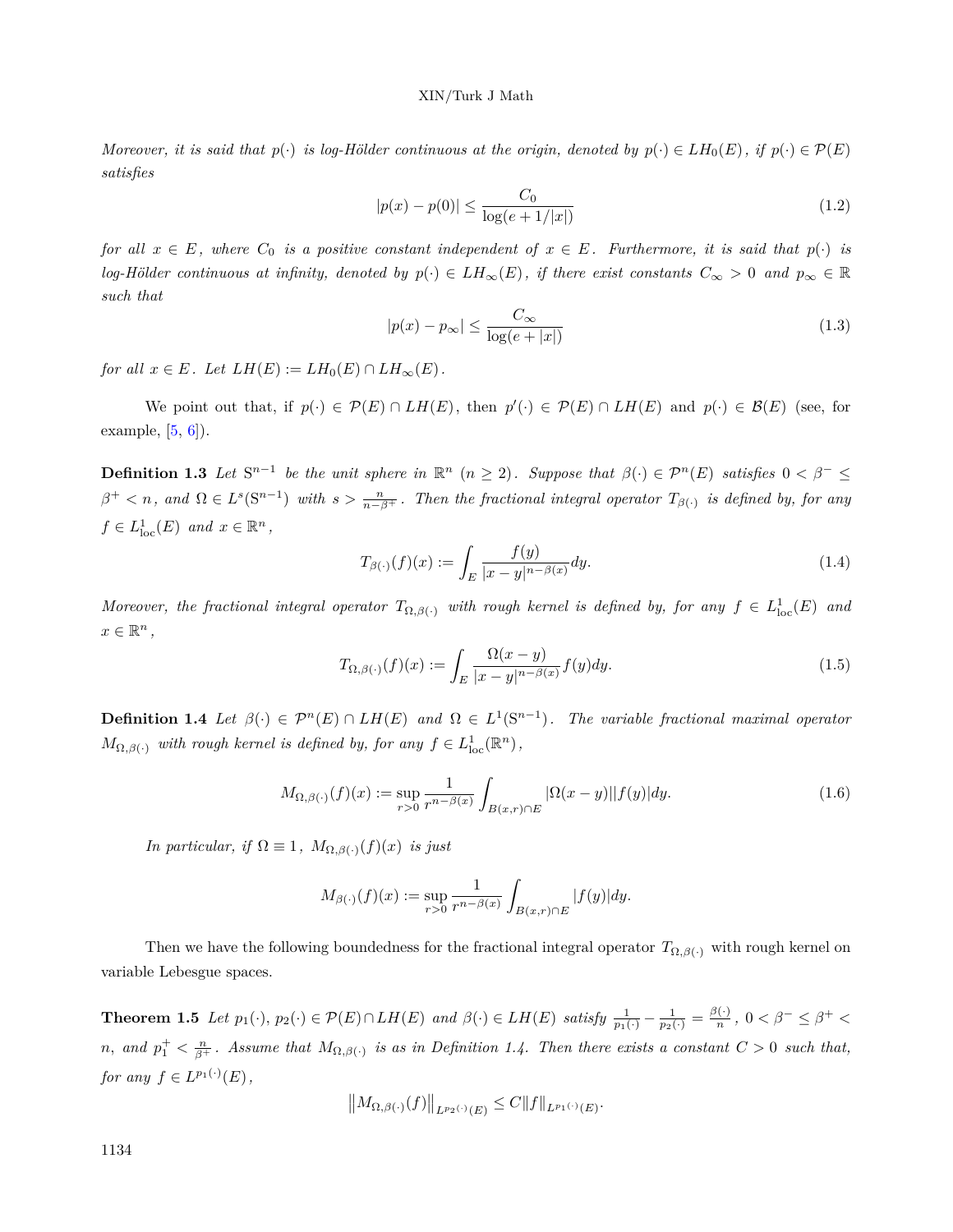*Moreover, it is said that $p(\cdot)$ is log-Hölder continuous at the origin, denoted by $p(\cdot) \in LH_0(E)$, if $p(\cdot) \in \mathcal{P}(E)$ satisfies*

$$|p(x) - p(0)| \leq \frac{C_0}{\log(e + 1/|x|)} \tag{1.2}$$

*for all $x \in E$, where $C_0$ is a positive constant independent of $x \in E$. Furthermore, it is said that $p(\cdot)$ is log-Hölder continuous at infinity, denoted by $p(\cdot) \in LH_\infty(E)$, if there exist constants $C_\infty > 0$ and $p_\infty \in \mathbb{R}$ such that*

$$|p(x) - p_\infty| \leq \frac{C_\infty}{\log(e + |x|)} \tag{1.3}$$

*for all $x \in E$. Let $LH(E) := LH_0(E) \cap LH_\infty(E)$.*

We point out that, if $p(\cdot) \in \mathcal{P}(E) \cap LH(E)$, then $p'(\cdot) \in \mathcal{P}(E) \cap LH(E)$ and $p(\cdot) \in \mathcal{B}(E)$ (see, for example, [5, 6]).

**Definition 1.3** *Let $S^{n-1}$ be the unit sphere in $\mathbb{R}^n$ $(n \geq 2)$. Suppose that $\beta(\cdot) \in \mathcal{P}^n(E)$ satisfies $0 < \beta^- \leq \beta^+ < n$, and $\Omega \in L^s(S^{n-1})$ with $s > \frac{n}{n-\beta^+}$. Then the fractional integral operator $T_{\beta(\cdot)}$ is defined by, for any $f \in L^1_{\mathrm{loc}}(E)$ and $x \in \mathbb{R}^n$,*

$$T_{\beta(\cdot)}(f)(x) := \int_E \frac{f(y)}{|x-y|^{n-\beta(x)}} dy. \tag{1.4}$$

*Moreover, the fractional integral operator $T_{\Omega,\beta(\cdot)}$ with rough kernel is defined by, for any $f \in L^1_{\mathrm{loc}}(E)$ and $x \in \mathbb{R}^n$,*

$$T_{\Omega,\beta(\cdot)}(f)(x) := \int_E \frac{\Omega(x-y)}{|x-y|^{n-\beta(x)}} f(y) dy. \tag{1.5}$$

**Definition 1.4** *Let $\beta(\cdot) \in \mathcal{P}^n(E) \cap LH(E)$ and $\Omega \in L^1(S^{n-1})$. The variable fractional maximal operator $M_{\Omega,\beta(\cdot)}$ with rough kernel is defined by, for any $f \in L^1_{\mathrm{loc}}(\mathbb{R}^n)$,*

$$M_{\Omega,\beta(\cdot)}(f)(x) := \sup_{r>0} \frac{1}{r^{n-\beta(x)}} \int_{B(x,r)\cap E} |\Omega(x-y)||f(y)| dy. \tag{1.6}$$

*In particular, if $\Omega \equiv 1$, $M_{\Omega,\beta(\cdot)}(f)(x)$ is just*

$$M_{\beta(\cdot)}(f)(x) := \sup_{r>0} \frac{1}{r^{n-\beta(x)}} \int_{B(x,r)\cap E} |f(y)| dy.$$

Then we have the following boundedness for the fractional integral operator $T_{\Omega,\beta(\cdot)}$ with rough kernel on variable Lebesgue spaces.

**Theorem 1.5** *Let $p_1(\cdot), p_2(\cdot) \in \mathcal{P}(E) \cap LH(E)$ and $\beta(\cdot) \in LH(E)$ satisfy $\frac{1}{p_1(\cdot)} - \frac{1}{p_2(\cdot)} = \frac{\beta(\cdot)}{n}$, $0 < \beta^- \leq \beta^+ < n$, and $p_1^+ < \frac{n}{\beta^+}$. Assume that $M_{\Omega,\beta(\cdot)}$ is as in Definition 1.4. Then there exists a constant $C > 0$ such that, for any $f \in L^{p_1(\cdot)}(E)$,*

$$\left\| M_{\Omega,\beta(\cdot)}(f) \right\|_{L^{p_2(\cdot)}(E)} \leq C \|f\|_{L^{p_1(\cdot)}(E)}.$$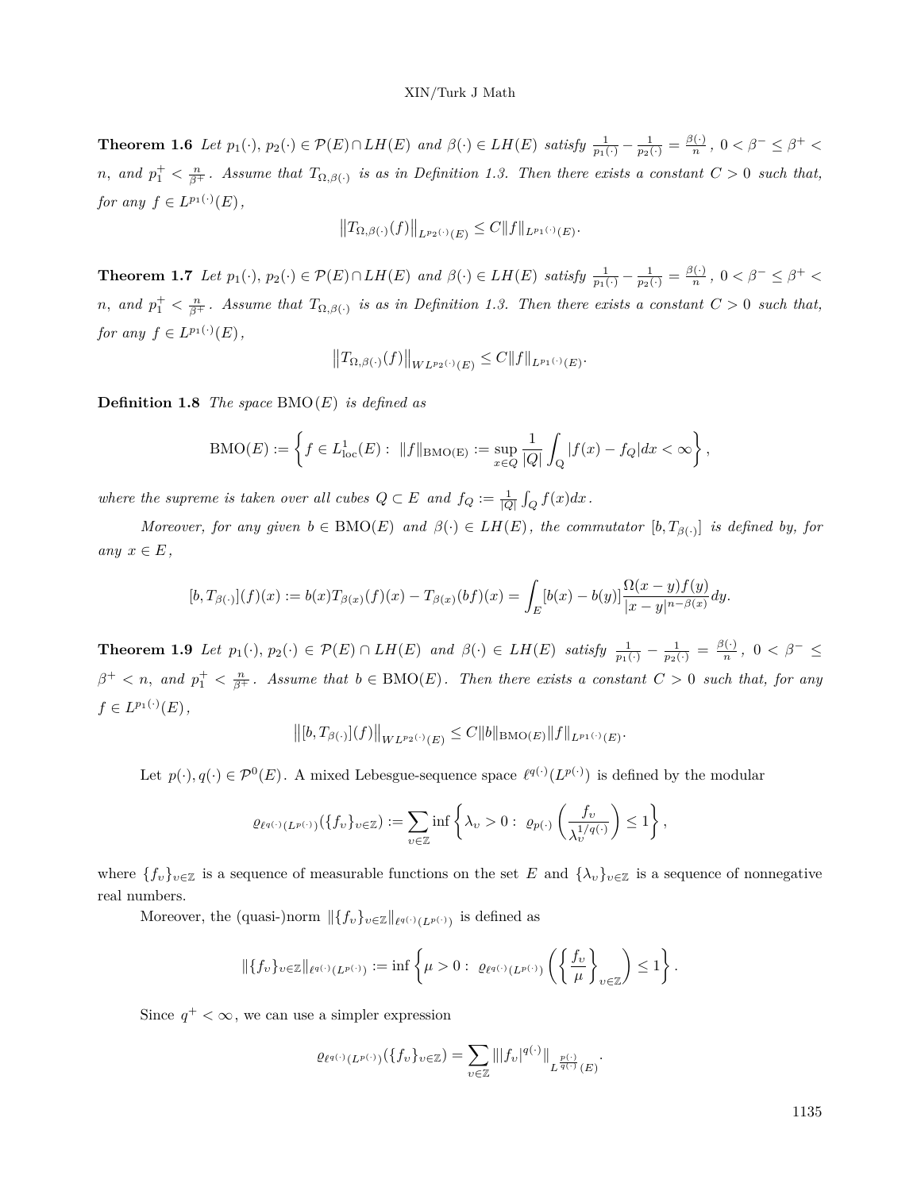**Theorem 1.6** *Let $p_1(\cdot)$, $p_2(\cdot) \in \mathcal{P}(E) \cap LH(E)$ and $\beta(\cdot) \in LH(E)$ satisfy $\frac{1}{p_1(\cdot)} - \frac{1}{p_2(\cdot)} = \frac{\beta(\cdot)}{n}$, $0 < \beta^- \leq \beta^+ < n$, and $p_1^+ < \frac{n}{\beta^+}$. Assume that $T_{\Omega,\beta(\cdot)}$ is as in Definition 1.3. Then there exists a constant $C > 0$ such that, for any $f \in L^{p_1(\cdot)}(E)$,*

$$\left\|T_{\Omega,\beta(\cdot)}(f)\right\|_{L^{p_2(\cdot)}(E)} \leq C\|f\|_{L^{p_1(\cdot)}(E)}.$$

**Theorem 1.7** *Let $p_1(\cdot)$, $p_2(\cdot) \in \mathcal{P}(E) \cap LH(E)$ and $\beta(\cdot) \in LH(E)$ satisfy $\frac{1}{p_1(\cdot)} - \frac{1}{p_2(\cdot)} = \frac{\beta(\cdot)}{n}$, $0 < \beta^- \leq \beta^+ < n$, and $p_1^+ < \frac{n}{\beta^+}$. Assume that $T_{\Omega,\beta(\cdot)}$ is as in Definition 1.3. Then there exists a constant $C > 0$ such that, for any $f \in L^{p_1(\cdot)}(E)$,*

$$\left\|T_{\Omega,\beta(\cdot)}(f)\right\|_{WL^{p_2(\cdot)}(E)} \leq C\|f\|_{L^{p_1(\cdot)}(E)}.$$

**Definition 1.8** *The space* $\mathrm{BMO}(E)$ *is defined as*

$$\mathrm{BMO}(E) := \left\{f \in L^1_{\mathrm{loc}}(E) : \|f\|_{\mathrm{BMO(E)}} := \sup_{x \in Q} \frac{1}{|Q|}\int_{\mathrm{Q}} |f(x) - f_Q|dx < \infty\right\},$$

*where the supreme is taken over all cubes $Q \subset E$ and $f_Q := \frac{1}{|Q|}\int_Q f(x)dx$.*

*Moreover, for any given $b \in \mathrm{BMO}(E)$ and $\beta(\cdot) \in LH(E)$, the commutator $[b, T_{\beta(\cdot)}]$ is defined by, for any $x \in E$,*

$$[b, T_{\beta(\cdot)}](f)(x) := b(x)T_{\beta(x)}(f)(x) - T_{\beta(x)}(bf)(x) = \int_E [b(x) - b(y)]\frac{\Omega(x-y)f(y)}{|x-y|^{n-\beta(x)}}dy.$$

**Theorem 1.9** *Let $p_1(\cdot)$, $p_2(\cdot) \in \mathcal{P}(E) \cap LH(E)$ and $\beta(\cdot) \in LH(E)$ satisfy $\frac{1}{p_1(\cdot)} - \frac{1}{p_2(\cdot)} = \frac{\beta(\cdot)}{n}$, $0 < \beta^- \leq \beta^+ < n$, and $p_1^+ < \frac{n}{\beta^+}$. Assume that $b \in \mathrm{BMO}(E)$. Then there exists a constant $C > 0$ such that, for any $f \in L^{p_1(\cdot)}(E)$,*

$$\left\|[b, T_{\beta(\cdot)}](f)\right\|_{WL^{p_2(\cdot)}(E)} \leq C\|b\|_{\mathrm{BMO}(E)}\|f\|_{L^{p_1(\cdot)}(E)}.$$

Let $p(\cdot), q(\cdot) \in \mathcal{P}^0(E)$. A mixed Lebesgue-sequence space $\ell^{q(\cdot)}(L^{p(\cdot)})$ is defined by the modular

$$\varrho_{\ell^{q(\cdot)}(L^{p(\cdot)})}(\{f_\upsilon\}_{\upsilon\in\mathbb{Z}}) := \sum_{\upsilon\in\mathbb{Z}} \inf\left\{\lambda_\upsilon > 0 : \varrho_{p(\cdot)}\left(\frac{f_\upsilon}{\lambda_\upsilon^{1/q(\cdot)}}\right) \leq 1\right\},$$

where $\{f_\upsilon\}_{\upsilon\in\mathbb{Z}}$ is a sequence of measurable functions on the set $E$ and $\{\lambda_\upsilon\}_{\upsilon\in\mathbb{Z}}$ is a sequence of nonnegative real numbers.

Moreover, the (quasi-)norm $\|\{f_\upsilon\}_{\upsilon\in\mathbb{Z}}\|_{\ell^{q(\cdot)}(L^{p(\cdot)})}$ is defined as

$$\|\{f_\upsilon\}_{\upsilon\in\mathbb{Z}}\|_{\ell^{q(\cdot)}(L^{p(\cdot)})} := \inf\left\{\mu > 0 : \varrho_{\ell^{q(\cdot)}(L^{p(\cdot)})}\left(\left\{\frac{f_\upsilon}{\mu}\right\}_{\upsilon\in\mathbb{Z}}\right) \leq 1\right\}.$$

Since $q^+ < \infty$, we can use a simpler expression

$$\varrho_{\ell^{q(\cdot)}(L^{p(\cdot)})}(\{f_\upsilon\}_{\upsilon\in\mathbb{Z}}) = \sum_{\upsilon\in\mathbb{Z}} \||f_\upsilon|^{q(\cdot)}\|_{L^{\frac{p(\cdot)}{q(\cdot)}}(E)}.$$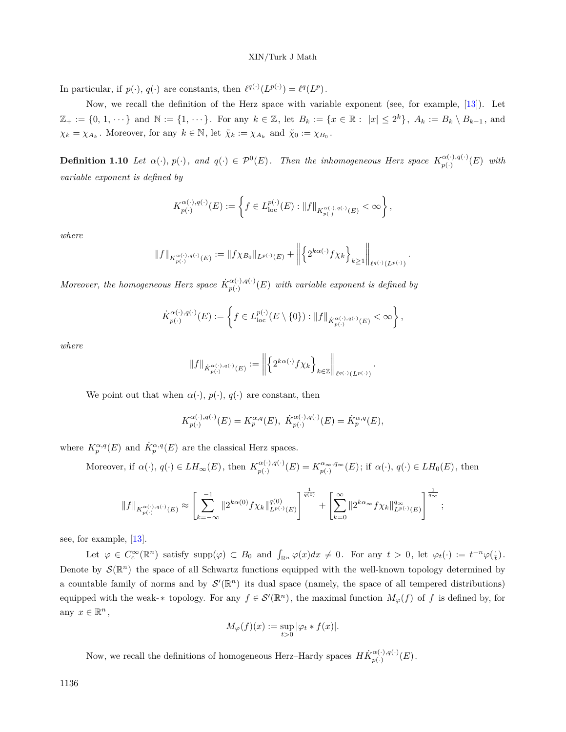In particular, if $p(\cdot)$, $q(\cdot)$ are constants, then $\ell^{q(\cdot)}(L^{p(\cdot)}) = \ell^q(L^p)$.

Now, we recall the definition of the Herz space with variable exponent (see, for example, [13]). Let $\mathbb{Z}_+ := \{0, 1, \cdots\}$ and $\mathbb{N} := \{1, \cdots\}$. For any $k \in \mathbb{Z}$, let $B_k := \{x \in \mathbb{R} : |x| \le 2^k\}$, $A_k := B_k \setminus B_{k-1}$, and $\chi_k = \chi_{A_k}$. Moreover, for any $k \in \mathbb{N}$, let $\tilde{\chi}_k := \chi_{A_k}$ and $\tilde{\chi}_0 := \chi_{B_0}$.

**Definition 1.10** *Let $\alpha(\cdot)$, $p(\cdot)$, and $q(\cdot) \in \mathcal{P}^0(E)$. Then the inhomogeneous Herz space $K_{p(\cdot)}^{\alpha(\cdot),q(\cdot)}(E)$ with variable exponent is defined by*

$$K_{p(\cdot)}^{\alpha(\cdot),q(\cdot)}(E) := \left\{ f \in L_{\rm loc}^{p(\cdot)}(E) : \|f\|_{K_{p(\cdot)}^{\alpha(\cdot),q(\cdot)}(E)} < \infty \right\},$$

*where*

$$\|f\|_{K_{p(\cdot)}^{\alpha(\cdot),q(\cdot)}(E)} := \|f\chi_{B_0}\|_{L^{p(\cdot)}(E)} + \left\| \left\{ 2^{k\alpha(\cdot)} f\chi_k \right\}_{k\ge 1} \right\|_{\ell^{q(\cdot)}(L^{p(\cdot)})}.$$

*Moreover, the homogeneous Herz space $\dot{K}_{p(\cdot)}^{\alpha(\cdot),q(\cdot)}(E)$ with variable exponent is defined by*

$$\dot{K}_{p(\cdot)}^{\alpha(\cdot),q(\cdot)}(E) := \left\{ f \in L_{\rm loc}^{p(\cdot)}(E\setminus\{0\}) : \|f\|_{\dot{K}_{p(\cdot)}^{\alpha(\cdot),q(\cdot)}(E)} < \infty \right\},$$

*where*

$$\|f\|_{\dot{K}_{p(\cdot)}^{\alpha(\cdot),q(\cdot)}(E)} := \left\| \left\{ 2^{k\alpha(\cdot)} f\chi_k \right\}_{k\in\mathbb{Z}} \right\|_{\ell^{q(\cdot)}(L^{p(\cdot)})}.$$

We point out that when $\alpha(\cdot)$, $p(\cdot)$, $q(\cdot)$ are constant, then

$$K_{p(\cdot)}^{\alpha(\cdot),q(\cdot)}(E) = K_p^{\alpha,q}(E),\ \dot{K}_{p(\cdot)}^{\alpha(\cdot),q(\cdot)}(E) = \dot{K}_p^{\alpha,q}(E),$$

where $K_p^{\alpha,q}(E)$ and $\dot{K}_p^{\alpha,q}(E)$ are the classical Herz spaces.

Moreover, if $\alpha(\cdot)$, $q(\cdot) \in LH_\infty(E)$, then $K_{p(\cdot)}^{\alpha(\cdot),q(\cdot)}(E) = K_{p(\cdot)}^{\alpha_\infty,q_\infty}(E)$; if $\alpha(\cdot)$, $q(\cdot) \in LH_0(E)$, then

$$\|f\|_{K_{p(\cdot)}^{\alpha(\cdot),q(\cdot)}(E)} \approx \left[ \sum_{k=-\infty}^{-1} \|2^{k\alpha(0)} f\chi_k\|_{L^{p(\cdot)}(E)}^{q(0)} \right]^{\frac{1}{q(0)}} + \left[ \sum_{k=0}^{\infty} \|2^{k\alpha_\infty} f\chi_k\|_{L^{p(\cdot)}(E)}^{q_\infty} \right]^{\frac{1}{q_\infty}};$$

see, for example, [13].

Let $\varphi \in C_c^\infty(\mathbb{R}^n)$ satisfy $\operatorname{supp}(\varphi) \subset B_0$ and $\int_{\mathbb{R}^n} \varphi(x)dx \ne 0$. For any $t > 0$, let $\varphi_t(\cdot) := t^{-n}\varphi(\frac{\cdot}{t})$. Denote by $\mathcal{S}(\mathbb{R}^n)$ the space of all Schwartz functions equipped with the well-known topology determined by a countable family of norms and by $\mathcal{S}'(\mathbb{R}^n)$ its dual space (namely, the space of all tempered distributions) equipped with the weak-$*$ topology. For any $f \in \mathcal{S}'(\mathbb{R}^n)$, the maximal function $M_\varphi(f)$ of $f$ is defined by, for any $x \in \mathbb{R}^n$,

$$M_\varphi(f)(x) := \sup_{t>0} |\varphi_t * f(x)|.$$

Now, we recall the definitions of homogeneous Herz–Hardy spaces $H\dot{K}_{p(\cdot)}^{\alpha(\cdot),q(\cdot)}(E)$.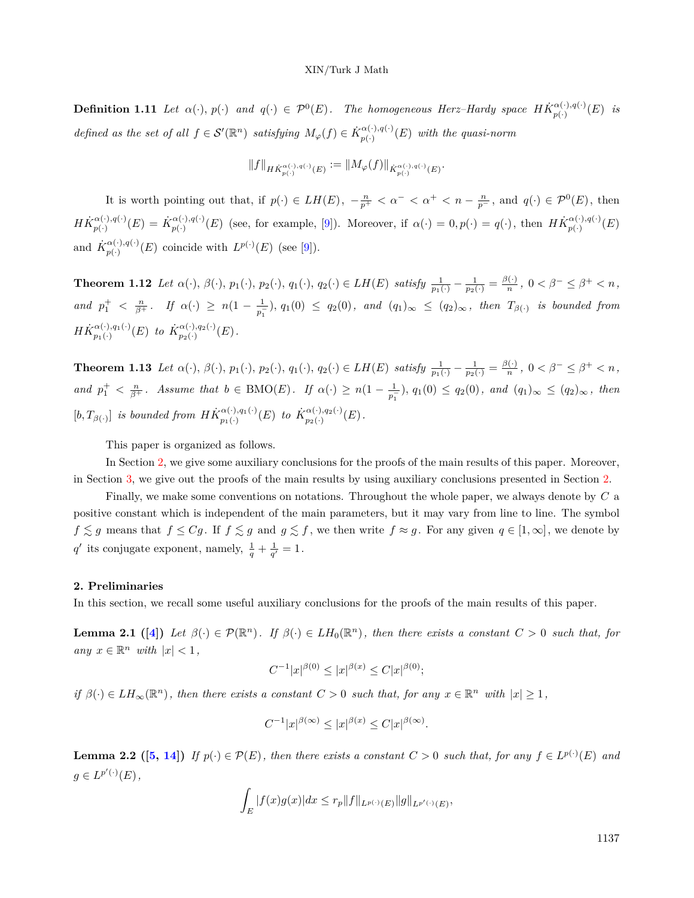**Definition 1.11** *Let $\alpha(\cdot)$, $p(\cdot)$ and $q(\cdot) \in \mathcal{P}^0(E)$. The homogeneous Herz–Hardy space $H\dot{K}^{\alpha(\cdot),q(\cdot)}_{p(\cdot)}(E)$ is defined as the set of all $f \in \mathcal{S}'(\mathbb{R}^n)$ satisfying $M_\varphi(f) \in \dot{K}^{\alpha(\cdot),q(\cdot)}_{p(\cdot)}(E)$ with the quasi-norm*

$$\|f\|_{H\dot{K}^{\alpha(\cdot),q(\cdot)}_{p(\cdot)}(E)} := \|M_\varphi(f)\|_{\dot{K}^{\alpha(\cdot),q(\cdot)}_{p(\cdot)}(E)}.$$

It is worth pointing out that, if $p(\cdot) \in LH(E)$, $-\frac{n}{p^+} < \alpha^- < \alpha^+ < n - \frac{n}{p^-}$, and $q(\cdot) \in \mathcal{P}^0(E)$, then $H\dot{K}^{\alpha(\cdot),q(\cdot)}_{p(\cdot)}(E) = \dot{K}^{\alpha(\cdot),q(\cdot)}_{p(\cdot)}(E)$ (see, for example, [9]). Moreover, if $\alpha(\cdot) = 0, p(\cdot) = q(\cdot)$, then $H\dot{K}^{\alpha(\cdot),q(\cdot)}_{p(\cdot)}(E)$ and $\dot{K}^{\alpha(\cdot),q(\cdot)}_{p(\cdot)}(E)$ coincide with $L^{p(\cdot)}(E)$ (see [9]).

**Theorem 1.12** *Let $\alpha(\cdot)$, $\beta(\cdot)$, $p_1(\cdot)$, $p_2(\cdot)$, $q_1(\cdot)$, $q_2(\cdot) \in LH(E)$ satisfy $\frac{1}{p_1(\cdot)} - \frac{1}{p_2(\cdot)} = \frac{\beta(\cdot)}{n}$, $0 < \beta^- \leq \beta^+ < n$, and $p_1^+ < \frac{n}{\beta^+}$. If $\alpha(\cdot) \geq n(1 - \frac{1}{p_1^-})$, $q_1(0) \leq q_2(0)$, and $(q_1)_\infty \leq (q_2)_\infty$, then $T_{\beta(\cdot)}$ is bounded from $H\dot{K}^{\alpha(\cdot),q_1(\cdot)}_{p_1(\cdot)}(E)$ to $\dot{K}^{\alpha(\cdot),q_2(\cdot)}_{p_2(\cdot)}(E)$.*

**Theorem 1.13** *Let $\alpha(\cdot)$, $\beta(\cdot)$, $p_1(\cdot)$, $p_2(\cdot)$, $q_1(\cdot)$, $q_2(\cdot) \in LH(E)$ satisfy $\frac{1}{p_1(\cdot)} - \frac{1}{p_2(\cdot)} = \frac{\beta(\cdot)}{n}$, $0 < \beta^- \leq \beta^+ < n$, and $p_1^+ < \frac{n}{\beta^+}$. Assume that $b \in \mathrm{BMO}(E)$. If $\alpha(\cdot) \geq n(1 - \frac{1}{p_1^-})$, $q_1(0) \leq q_2(0)$, and $(q_1)_\infty \leq (q_2)_\infty$, then $[b, T_{\beta(\cdot)}]$ is bounded from $H\dot{K}^{\alpha(\cdot),q_1(\cdot)}_{p_1(\cdot)}(E)$ to $\dot{K}^{\alpha(\cdot),q_2(\cdot)}_{p_2(\cdot)}(E)$.*

This paper is organized as follows.

In Section 2, we give some auxiliary conclusions for the proofs of the main results of this paper. Moreover, in Section 3, we give out the proofs of the main results by using auxiliary conclusions presented in Section 2.

Finally, we make some conventions on notations. Throughout the whole paper, we always denote by $C$ a positive constant which is independent of the main parameters, but it may vary from line to line. The symbol $f \lesssim g$ means that $f \leq Cg$. If $f \lesssim g$ and $g \lesssim f$, we then write $f \approx g$. For any given $q \in [1, \infty]$, we denote by $q'$ its conjugate exponent, namely, $\frac{1}{q} + \frac{1}{q'} = 1$.

## 2. Preliminaries

In this section, we recall some useful auxiliary conclusions for the proofs of the main results of this paper.

**Lemma 2.1** ([4]) *Let $\beta(\cdot) \in \mathcal{P}(\mathbb{R}^n)$. If $\beta(\cdot) \in LH_0(\mathbb{R}^n)$, then there exists a constant $C > 0$ such that, for any $x \in \mathbb{R}^n$ with $|x| < 1$,*

$$C^{-1}|x|^{\beta(0)} \leq |x|^{\beta(x)} \leq C|x|^{\beta(0)};$$

*if $\beta(\cdot) \in LH_\infty(\mathbb{R}^n)$, then there exists a constant $C > 0$ such that, for any $x \in \mathbb{R}^n$ with $|x| \geq 1$,*

$$C^{-1}|x|^{\beta(\infty)} \leq |x|^{\beta(x)} \leq C|x|^{\beta(\infty)}.$$

**Lemma 2.2** ([5, 14]) *If $p(\cdot) \in \mathcal{P}(E)$, then there exists a constant $C > 0$ such that, for any $f \in L^{p(\cdot)}(E)$ and $g \in L^{p'(\cdot)}(E)$,*

$$\int_E |f(x)g(x)|dx \leq r_p \|f\|_{L^{p(\cdot)}(E)} \|g\|_{L^{p'(\cdot)}(E)},$$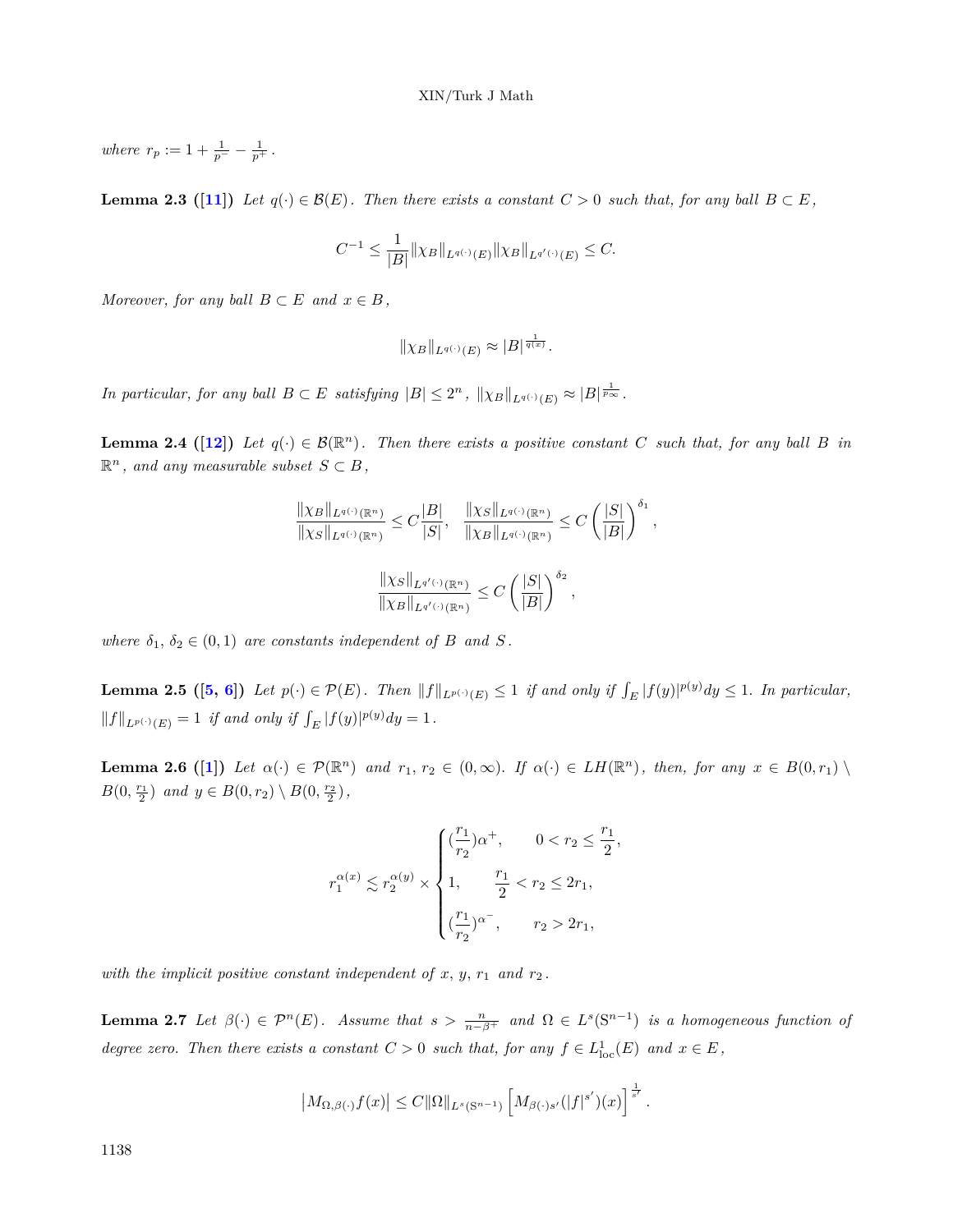where $r_p := 1 + \frac{1}{p^-} - \frac{1}{p^+}$.

**Lemma 2.3 ([11])** *Let $q(\cdot) \in \mathcal{B}(E)$. Then there exists a constant $C > 0$ such that, for any ball $B \subset E$,*

$$C^{-1} \le \frac{1}{|B|}\|\chi_B\|_{L^{q(\cdot)}(E)}\|\chi_B\|_{L^{q'(\cdot)}(E)} \le C.$$

*Moreover, for any ball $B \subset E$ and $x \in B$,*

$$\|\chi_B\|_{L^{q(\cdot)}(E)} \approx |B|^{\frac{1}{q(x)}}.$$

*In particular, for any ball $B \subset E$ satisfying $|B| \le 2^n$, $\|\chi_B\|_{L^{q(\cdot)}(E)} \approx |B|^{\frac{1}{p_\infty}}$.*

**Lemma 2.4 ([12])** *Let $q(\cdot) \in \mathcal{B}(\mathbb{R}^n)$. Then there exists a positive constant $C$ such that, for any ball $B$ in $\mathbb{R}^n$, and any measurable subset $S \subset B$,*

$$\frac{\|\chi_B\|_{L^{q(\cdot)}(\mathbb{R}^n)}}{\|\chi_S\|_{L^{q(\cdot)}(\mathbb{R}^n)}} \le C\frac{|B|}{|S|}, \quad \frac{\|\chi_S\|_{L^{q(\cdot)}(\mathbb{R}^n)}}{\|\chi_B\|_{L^{q(\cdot)}(\mathbb{R}^n)}} \le C\left(\frac{|S|}{|B|}\right)^{\delta_1},$$

$$\frac{\|\chi_S\|_{L^{q'(\cdot)}(\mathbb{R}^n)}}{\|\chi_B\|_{L^{q'(\cdot)}(\mathbb{R}^n)}} \le C\left(\frac{|S|}{|B|}\right)^{\delta_2},$$

*where $\delta_1, \delta_2 \in (0,1)$ are constants independent of $B$ and $S$.*

**Lemma 2.5 ([5, 6])** *Let $p(\cdot) \in \mathcal{P}(E)$. Then $\|f\|_{L^{p(\cdot)}(E)} \le 1$ if and only if $\int_E |f(y)|^{p(y)}dy \le 1$. In particular, $\|f\|_{L^{p(\cdot)}(E)} = 1$ if and only if $\int_E |f(y)|^{p(y)}dy = 1$.*

**Lemma 2.6 ([1])** *Let $\alpha(\cdot) \in \mathcal{P}(\mathbb{R}^n)$ and $r_1, r_2 \in (0,\infty)$. If $\alpha(\cdot) \in LH(\mathbb{R}^n)$, then, for any $x \in B(0,r_1) \setminus B(0,\frac{r_1}{2})$ and $y \in B(0,r_2) \setminus B(0,\frac{r_2}{2})$,*

$$r_1^{\alpha(x)} \lesssim r_2^{\alpha(y)} \times \begin{cases} (\frac{r_1}{r_2})^{\alpha^+}, & 0 < r_2 \le \frac{r_1}{2}, \\ 1, & \frac{r_1}{2} < r_2 \le 2r_1, \\ (\frac{r_1}{r_2})^{\alpha^-}, & r_2 > 2r_1, \end{cases}$$

*with the implicit positive constant independent of $x$, $y$, $r_1$ and $r_2$.*

**Lemma 2.7** *Let $\beta(\cdot) \in \mathcal{P}^n(E)$. Assume that $s > \frac{n}{n-\beta^+}$ and $\Omega \in L^s(\mathrm{S}^{n-1})$ is a homogeneous function of degree zero. Then there exists a constant $C > 0$ such that, for any $f \in L^1_{\mathrm{loc}}(E)$ and $x \in E$,*

$$\left|M_{\Omega,\beta(\cdot)}f(x)\right| \le C\|\Omega\|_{L^s(\mathrm{S}^{n-1})}\left[M_{\beta(\cdot)s'}(|f|^{s'})(x)\right]^{\frac{1}{s'}}.$$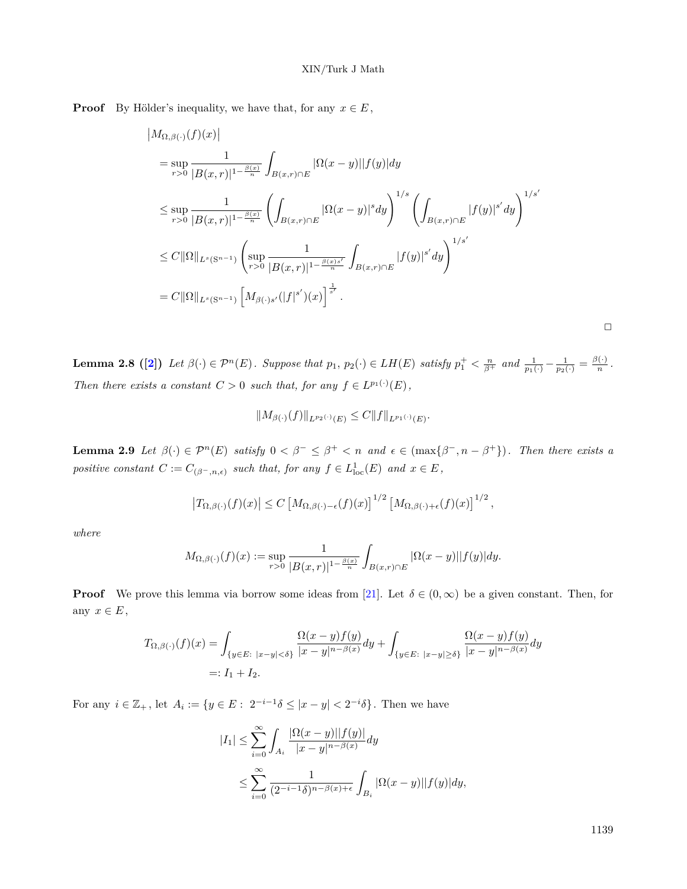**Proof** By Hölder's inequality, we have that, for any $x \in E$,

$$
\begin{aligned}
&\left|M_{\Omega,\beta(\cdot)}(f)(x)\right| \\
&= \sup_{r>0} \frac{1}{|B(x,r)|^{1-\frac{\beta(x)}{n}}} \int_{B(x,r)\cap E} |\Omega(x-y)||f(y)|dy \\
&\le \sup_{r>0} \frac{1}{|B(x,r)|^{1-\frac{\beta(x)}{n}}} \left(\int_{B(x,r)\cap E} |\Omega(x-y)|^s dy\right)^{1/s} \left(\int_{B(x,r)\cap E} |f(y)|^{s'} dy\right)^{1/s'} \\
&\le C\|\Omega\|_{L^s(\mathrm{S}^{n-1})} \left(\sup_{r>0} \frac{1}{|B(x,r)|^{1-\frac{\beta(x)s'}{n}}} \int_{B(x,r)\cap E} |f(y)|^{s'} dy\right)^{1/s'} \\
&= C\|\Omega\|_{L^s(\mathrm{S}^{n-1})} \left[M_{\beta(\cdot)s'}(|f|^{s'})(x)\right]^{\frac{1}{s'}}.
\end{aligned}
$$

□

**Lemma 2.8 ([2])** *Let $\beta(\cdot) \in \mathcal{P}^n(E)$. Suppose that $p_1$, $p_2(\cdot) \in LH(E)$ satisfy $p_1^+ < \frac{n}{\beta^+}$ and $\frac{1}{p_1(\cdot)} - \frac{1}{p_2(\cdot)} = \frac{\beta(\cdot)}{n}$. Then there exists a constant $C > 0$ such that, for any $f \in L^{p_1(\cdot)}(E)$,*

$$
\|M_{\beta(\cdot)}(f)\|_{L^{p_2(\cdot)}(E)} \le C\|f\|_{L^{p_1(\cdot)}(E)}.
$$

**Lemma 2.9** *Let $\beta(\cdot) \in \mathcal{P}^n(E)$ satisfy $0 < \beta^- \le \beta^+ < n$ and $\epsilon \in (\max\{\beta^-, n-\beta^+\})$. Then there exists a positive constant $C := C_{(\beta^-,n,\epsilon)}$ such that, for any $f \in L^1_{\mathrm{loc}}(E)$ and $x \in E$,*

$$
\left|T_{\Omega,\beta(\cdot)}(f)(x)\right| \le C\left[M_{\Omega,\beta(\cdot)-\epsilon}(f)(x)\right]^{1/2}\left[M_{\Omega,\beta(\cdot)+\epsilon}(f)(x)\right]^{1/2},
$$

*where*

$$
M_{\Omega,\beta(\cdot)}(f)(x) := \sup_{r>0} \frac{1}{|B(x,r)|^{1-\frac{\beta(x)}{n}}} \int_{B(x,r)\cap E} |\Omega(x-y)||f(y)|dy.
$$

**Proof** We prove this lemma via borrow some ideas from [21]. Let $\delta \in (0,\infty)$ be a given constant. Then, for any $x \in E$,

$$
\begin{aligned}
T_{\Omega,\beta(\cdot)}(f)(x) &= \int_{\{y\in E:\ |x-y|<\delta\}} \frac{\Omega(x-y)f(y)}{|x-y|^{n-\beta(x)}}dy + \int_{\{y\in E:\ |x-y|\ge\delta\}} \frac{\Omega(x-y)f(y)}{|x-y|^{n-\beta(x)}}dy \\
&=: I_1 + I_2.
\end{aligned}
$$

For any $i \in \mathbb{Z}_+$, let $A_i := \{y \in E:\ 2^{-i-1}\delta \le |x-y| < 2^{-i}\delta\}$. Then we have

$$
\begin{aligned}
|I_1| &\le \sum_{i=0}^{\infty} \int_{A_i} \frac{|\Omega(x-y)||f(y)|}{|x-y|^{n-\beta(x)}}dy \\
&\le \sum_{i=0}^{\infty} \frac{1}{(2^{-i-1}\delta)^{n-\beta(x)+\epsilon}} \int_{B_i} |\Omega(x-y)||f(y)|dy,
\end{aligned}
$$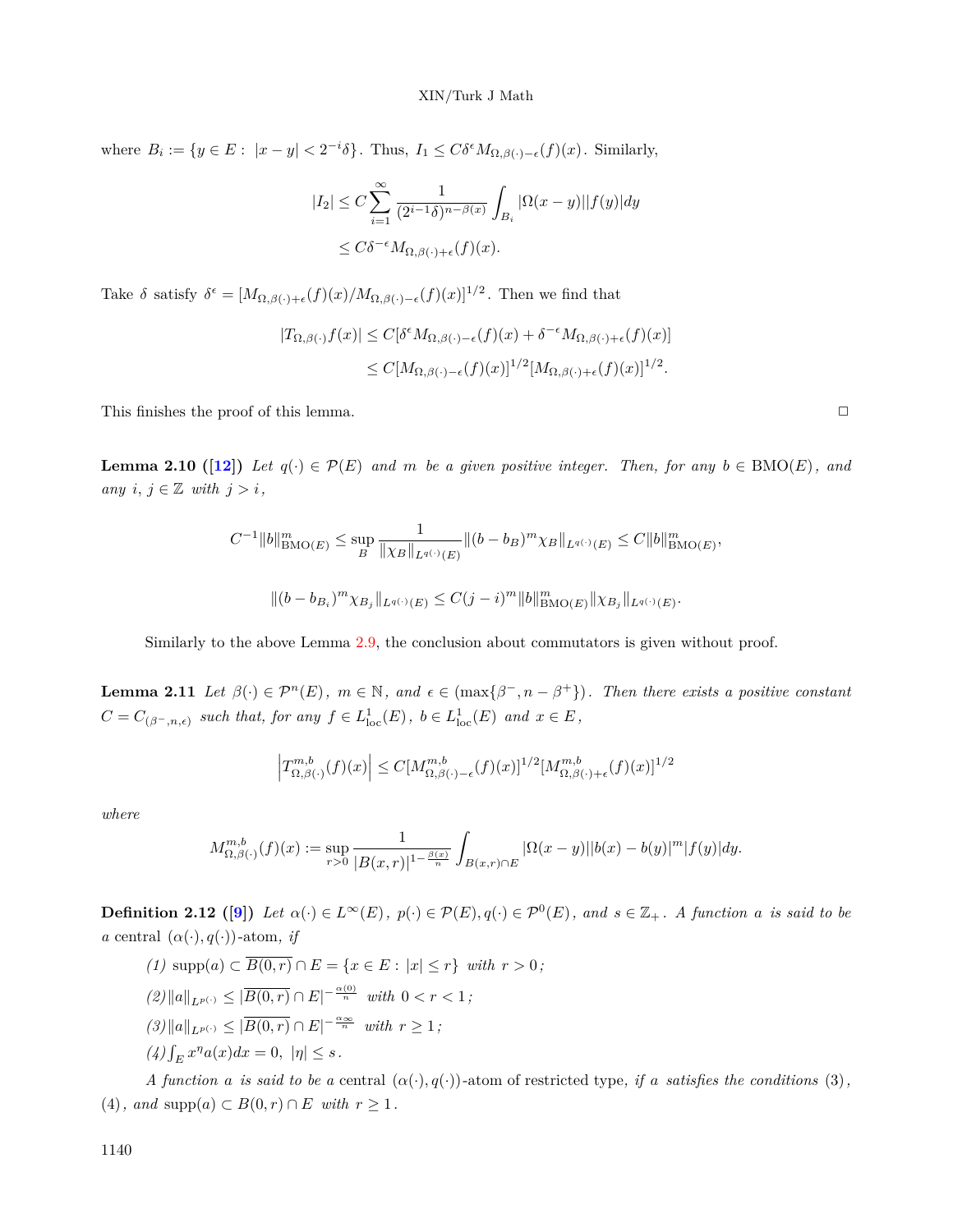where $B_i := \{y \in E : \ |x-y| < 2^{-i}\delta\}$. Thus, $I_1 \leq C\delta^{\epsilon} M_{\Omega,\beta(\cdot)-\epsilon}(f)(x)$. Similarly,

$$
\begin{aligned}
|I_2| &\leq C\sum_{i=1}^{\infty} \frac{1}{(2^{i-1}\delta)^{n-\beta(x)}} \int_{B_i} |\Omega(x-y)||f(y)|dy \\
&\leq C\delta^{-\epsilon} M_{\Omega,\beta(\cdot)+\epsilon}(f)(x).
\end{aligned}
$$

Take $\delta$ satisfy $\delta^{\epsilon} = [M_{\Omega,\beta(\cdot)+\epsilon}(f)(x)/M_{\Omega,\beta(\cdot)-\epsilon}(f)(x)]^{1/2}$. Then we find that

$$
\begin{aligned}
|T_{\Omega,\beta(\cdot)}f(x)| &\leq C[\delta^{\epsilon} M_{\Omega,\beta(\cdot)-\epsilon}(f)(x) + \delta^{-\epsilon} M_{\Omega,\beta(\cdot)+\epsilon}(f)(x)] \\
&\leq C[M_{\Omega,\beta(\cdot)-\epsilon}(f)(x)]^{1/2}[M_{\Omega,\beta(\cdot)+\epsilon}(f)(x)]^{1/2}.
\end{aligned}
$$

This finishes the proof of this lemma. □

**Lemma 2.10 ([12])** *Let $q(\cdot) \in \mathcal{P}(E)$ and $m$ be a given positive integer. Then, for any $b \in \mathrm{BMO}(E)$, and any $i$, $j \in \mathbb{Z}$ with $j > i$,*

$$
C^{-1}\|b\|^m_{\mathrm{BMO}(E)} \leq \sup_B \frac{1}{\|\chi_B\|_{L^{q(\cdot)}(E)}} \|(b-b_B)^m \chi_B\|_{L^{q(\cdot)}(E)} \leq C\|b\|^m_{\mathrm{BMO}(E)},
$$

$$
\|(b-b_{B_i})^m \chi_{B_j}\|_{L^{q(\cdot)}(E)} \leq C(j-i)^m \|b\|^m_{\mathrm{BMO}(E)} \|\chi_{B_j}\|_{L^{q(\cdot)}(E)}.
$$

Similarly to the above Lemma 2.9, the conclusion about commutators is given without proof.

**Lemma 2.11** *Let $\beta(\cdot) \in \mathcal{P}^n(E)$, $m \in \mathbb{N}$, and $\epsilon \in (\max\{\beta^-, n-\beta^+\})$. Then there exists a positive constant $C = C_{(\beta^-,n,\epsilon)}$ such that, for any $f \in L^1_{\mathrm{loc}}(E)$, $b \in L^1_{\mathrm{loc}}(E)$ and $x \in E$,*

$$
\left|T^{m,b}_{\Omega,\beta(\cdot)}(f)(x)\right| \leq C[M^{m,b}_{\Omega,\beta(\cdot)-\epsilon}(f)(x)]^{1/2}[M^{m,b}_{\Omega,\beta(\cdot)+\epsilon}(f)(x)]^{1/2}
$$

*where*

$$
M^{m,b}_{\Omega,\beta(\cdot)}(f)(x) := \sup_{r>0} \frac{1}{|B(x,r)|^{1-\frac{\beta(x)}{n}}} \int_{B(x,r)\cap E} |\Omega(x-y)||b(x)-b(y)|^m |f(y)|dy.
$$

**Definition 2.12 ([9])** *Let $\alpha(\cdot) \in L^{\infty}(E)$, $p(\cdot) \in \mathcal{P}(E), q(\cdot) \in \mathcal{P}^0(E)$, and $s \in \mathbb{Z}_+$. A function $a$ is said to be a* central $(\alpha(\cdot), q(\cdot))$-atom, *if*

*(1)* $\mathrm{supp}(a) \subset \overline{B(0,r)} \cap E = \{x \in E : |x| \leq r\}$ *with* $r > 0$;

*(2)* $\|a\|_{L^{p(\cdot)}} \leq |\overline{B(0,r)} \cap E|^{-\frac{\alpha(0)}{n}}$ *with* $0 < r < 1$;

*(3)* $\|a\|_{L^{p(\cdot)}} \leq |\overline{B(0,r)} \cap E|^{-\frac{\alpha_{\infty}}{n}}$ *with* $r \geq 1$;

*(4)* $\int_E x^{\eta} a(x)dx = 0$, $|\eta| \leq s$.

*A function $a$ is said to be a* central $(\alpha(\cdot), q(\cdot))$-atom of restricted type, *if $a$ satisfies the conditions* (3), (4), *and* $\mathrm{supp}(a) \subset B(0,r) \cap E$ *with* $r \geq 1$.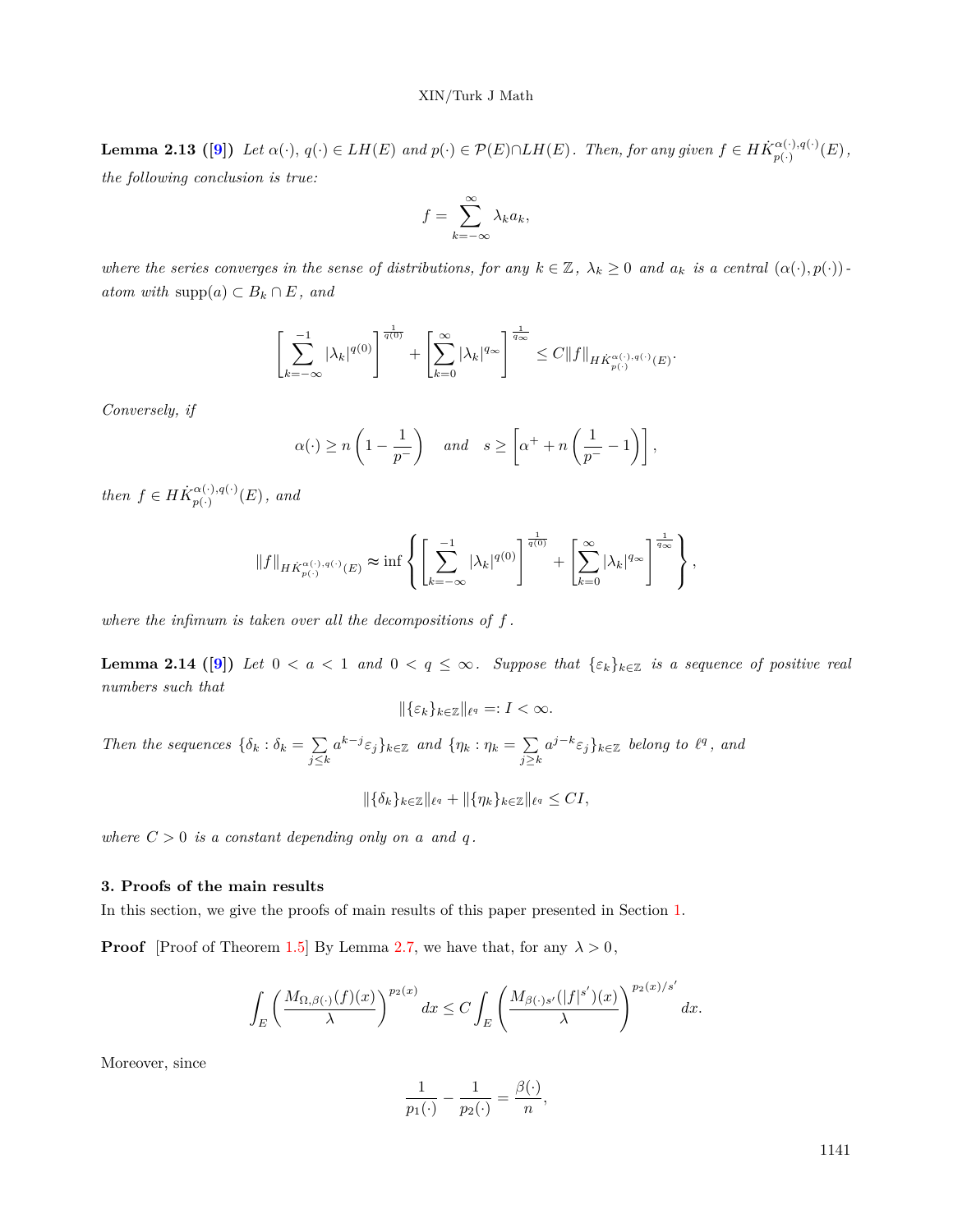**Lemma 2.13 ([9])** *Let $\alpha(\cdot)$, $q(\cdot) \in LH(E)$ and $p(\cdot) \in \mathcal{P}(E) \cap LH(E)$. Then, for any given $f \in H\dot{K}^{\alpha(\cdot),q(\cdot)}_{p(\cdot)}(E)$, the following conclusion is true:*

$$f = \sum_{k=-\infty}^{\infty} \lambda_k a_k,$$

*where the series converges in the sense of distributions, for any $k \in \mathbb{Z}$, $\lambda_k \geq 0$ and $a_k$ is a central $(\alpha(\cdot), p(\cdot))$-atom with $\mathrm{supp}(a) \subset B_k \cap E$, and*

$$\left[\sum_{k=-\infty}^{-1} |\lambda_k|^{q(0)}\right]^{\frac{1}{q(0)}} + \left[\sum_{k=0}^{\infty} |\lambda_k|^{q_\infty}\right]^{\frac{1}{q_\infty}} \leq C\|f\|_{H\dot{K}^{\alpha(\cdot),q(\cdot)}_{p(\cdot)}(E)}.$$

*Conversely, if*

$$\alpha(\cdot) \geq n\left(1 - \frac{1}{p^-}\right) \quad \text{and} \quad s \geq \left[\alpha^+ + n\left(\frac{1}{p^-} - 1\right)\right],$$

*then $f \in H\dot{K}^{\alpha(\cdot),q(\cdot)}_{p(\cdot)}(E)$, and*

$$\|f\|_{H\dot{K}^{\alpha(\cdot),q(\cdot)}_{p(\cdot)}(E)} \approx \inf\left\{\left[\sum_{k=-\infty}^{-1} |\lambda_k|^{q(0)}\right]^{\frac{1}{q(0)}} + \left[\sum_{k=0}^{\infty} |\lambda_k|^{q_\infty}\right]^{\frac{1}{q_\infty}}\right\},$$

*where the infimum is taken over all the decompositions of $f$.*

**Lemma 2.14 ([9])** *Let $0 < a < 1$ and $0 < q \leq \infty$. Suppose that $\{\varepsilon_k\}_{k\in\mathbb{Z}}$ is a sequence of positive real numbers such that*

$$\|\{\varepsilon_k\}_{k\in\mathbb{Z}}\|_{\ell^q} =: I < \infty.$$

*Then the sequences $\{\delta_k : \delta_k = \sum_{j\leq k} a^{k-j}\varepsilon_j\}_{k\in\mathbb{Z}}$ and $\{\eta_k : \eta_k = \sum_{j\geq k} a^{j-k}\varepsilon_j\}_{k\in\mathbb{Z}}$ belong to $\ell^q$, and*

$$\|\{\delta_k\}_{k\in\mathbb{Z}}\|_{\ell^q} + \|\{\eta_k\}_{k\in\mathbb{Z}}\|_{\ell^q} \leq CI,$$

*where $C > 0$ is a constant depending only on $a$ and $q$.*

### 3. Proofs of the main results

In this section, we give the proofs of main results of this paper presented in Section 1.

**Proof** [Proof of Theorem 1.5] By Lemma 2.7, we have that, for any $\lambda > 0$,

$$\int_E \left(\frac{M_{\Omega,\beta(\cdot)}(f)(x)}{\lambda}\right)^{p_2(x)} dx \leq C\int_E \left(\frac{M_{\beta(\cdot)s'}(|f|^{s'})(x)}{\lambda}\right)^{p_2(x)/s'} dx.$$

Moreover, since

$$\frac{1}{p_1(\cdot)} - \frac{1}{p_2(\cdot)} = \frac{\beta(\cdot)}{n},$$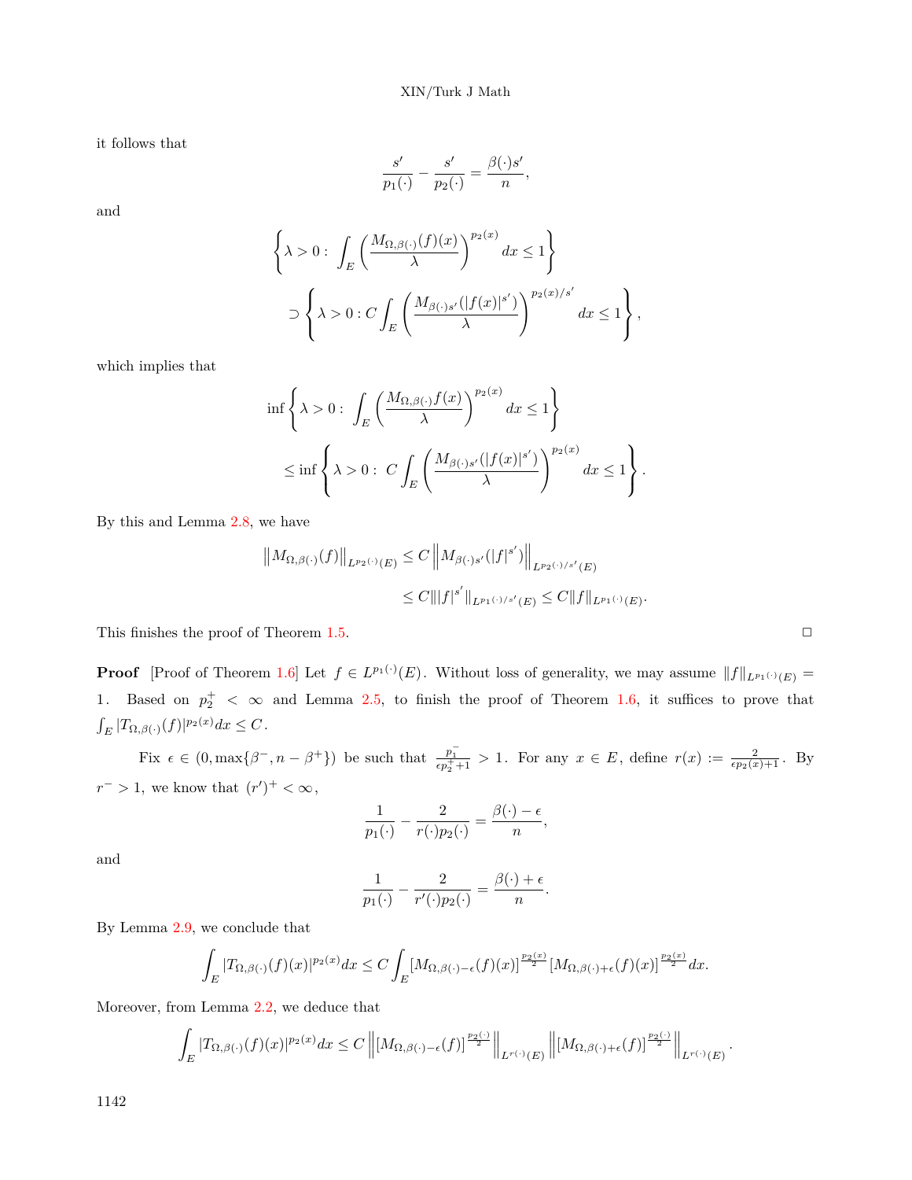it follows that

$$\frac{s'}{p_1(\cdot)} - \frac{s'}{p_2(\cdot)} = \frac{\beta(\cdot)s'}{n},$$

and

$$\left\{\lambda > 0 : \int_E \left(\frac{M_{\Omega,\beta(\cdot)}(f)(x)}{\lambda}\right)^{p_2(x)} dx \le 1\right\}$$
$$\supset \left\{\lambda > 0 : C\int_E \left(\frac{M_{\beta(\cdot)s'}(|f(x)|^{s'})}{\lambda}\right)^{p_2(x)/s'} dx \le 1\right\},$$

which implies that

$$\inf\left\{\lambda > 0 : \int_E \left(\frac{M_{\Omega,\beta(\cdot)}f(x)}{\lambda}\right)^{p_2(x)} dx \le 1\right\}$$
$$\le \inf\left\{\lambda > 0 : C\int_E \left(\frac{M_{\beta(\cdot)s'}(|f(x)|^{s'})}{\lambda}\right)^{p_2(x)} dx \le 1\right\}.$$

By this and Lemma 2.8, we have

$$\left\|M_{\Omega,\beta(\cdot)}(f)\right\|_{L^{p_2(\cdot)}(E)} \le C\left\|M_{\beta(\cdot)s'}(|f|^{s'})\right\|_{L^{p_2(\cdot)/s'}(E)}$$
$$\le C\||f|^{s'}\|_{L^{p_1(\cdot)/s'}(E)} \le C\|f\|_{L^{p_1(\cdot)}(E)}.$$

This finishes the proof of Theorem 1.5. $\square$

**Proof** [Proof of Theorem 1.6] Let $f \in L^{p_1(\cdot)}(E)$. Without loss of generality, we may assume $\|f\|_{L^{p_1(\cdot)}(E)} = 1$. Based on $p_2^+ < \infty$ and Lemma 2.5, to finish the proof of Theorem 1.6, it suffices to prove that $\int_E |T_{\Omega,\beta(\cdot)}(f)|^{p_2(x)}dx \le C$.

Fix $\epsilon \in (0, \max\{\beta^-, n-\beta^+\})$ be such that $\frac{p_1^-}{\epsilon p_2^+ + 1} > 1$. For any $x \in E$, define $r(x) := \frac{2}{\epsilon p_2(x)+1}$. By $r^- > 1$, we know that $(r')^+ < \infty$,

$$\frac{1}{p_1(\cdot)} - \frac{2}{r(\cdot)p_2(\cdot)} = \frac{\beta(\cdot)-\epsilon}{n},$$

and

$$\frac{1}{p_1(\cdot)} - \frac{2}{r'(\cdot)p_2(\cdot)} = \frac{\beta(\cdot)+\epsilon}{n}.$$

By Lemma 2.9, we conclude that

$$\int_E |T_{\Omega,\beta(\cdot)}(f)(x)|^{p_2(x)}dx \le C\int_E [M_{\Omega,\beta(\cdot)-\epsilon}(f)(x)]^{\frac{p_2(x)}{2}}[M_{\Omega,\beta(\cdot)+\epsilon}(f)(x)]^{\frac{p_2(x)}{2}}dx.$$

Moreover, from Lemma 2.2, we deduce that

$$\int_E |T_{\Omega,\beta(\cdot)}(f)(x)|^{p_2(x)}dx \le C\left\|[M_{\Omega,\beta(\cdot)-\epsilon}(f)]^{\frac{p_2(\cdot)}{2}}\right\|_{L^{r(\cdot)}(E)}\left\|[M_{\Omega,\beta(\cdot)+\epsilon}(f)]^{\frac{p_2(\cdot)}{2}}\right\|_{L^{r(\cdot)}(E)}.$$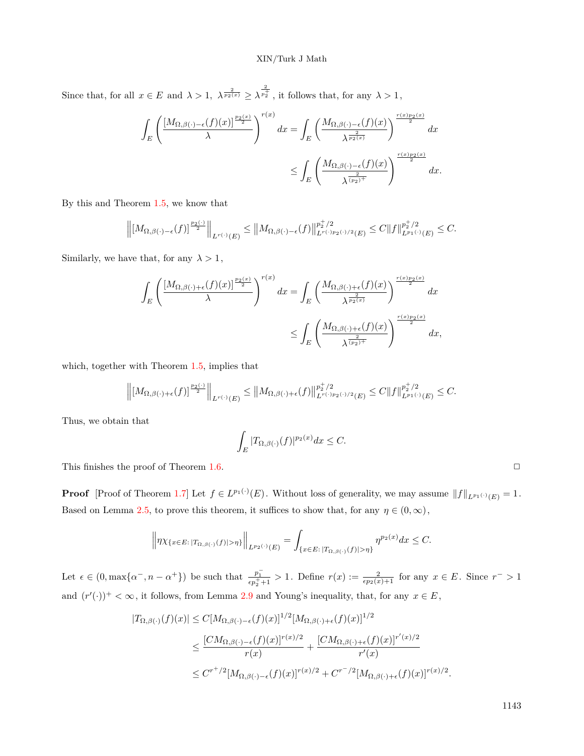Since that, for all $x \in E$ and $\lambda > 1$, $\lambda^{\frac{2}{p_2(x)}} \geq \lambda^{\frac{2}{p_2^+}}$, it follows that, for any $\lambda > 1$,

$$\int_E \left( \frac{[M_{\Omega,\beta(\cdot)-\epsilon}(f)(x)]^{\frac{p_2(x)}{2}}}{\lambda} \right)^{r(x)} dx = \int_E \left( \frac{M_{\Omega,\beta(\cdot)-\epsilon}(f)(x)}{\lambda^{\frac{2}{p_2(x)}}} \right)^{\frac{r(x)p_2(x)}{2}} dx$$
$$\leq \int_E \left( \frac{M_{\Omega,\beta(\cdot)-\epsilon}(f)(x)}{\lambda^{\frac{2}{(p_2)^+}}} \right)^{\frac{r(x)p_2(x)}{2}} dx.$$

By this and Theorem 1.5, we know that

$$\left\| [M_{\Omega,\beta(\cdot)-\epsilon}(f)]^{\frac{p_2(\cdot)}{2}} \right\|_{L^{r(\cdot)}(E)} \leq \left\| M_{\Omega,\beta(\cdot)-\epsilon}(f) \right\|_{L^{r(\cdot)p_2(\cdot)/2}(E)}^{p_2^+/2} \leq C \|f\|_{L^{p_1(\cdot)}(E)}^{p_2^+/2} \leq C.$$

Similarly, we have that, for any $\lambda > 1$,

$$\int_E \left( \frac{[M_{\Omega,\beta(\cdot)+\epsilon}(f)(x)]^{\frac{p_2(x)}{2}}}{\lambda} \right)^{r(x)} dx = \int_E \left( \frac{M_{\Omega,\beta(\cdot)+\epsilon}(f)(x)}{\lambda^{\frac{2}{p_2(x)}}} \right)^{\frac{r(x)p_2(x)}{2}} dx$$
$$\leq \int_E \left( \frac{M_{\Omega,\beta(\cdot)+\epsilon}(f)(x)}{\lambda^{\frac{2}{(p_2)^+}}} \right)^{\frac{r(x)p_2(x)}{2}} dx,$$

which, together with Theorem 1.5, implies that

$$\left\| [M_{\Omega,\beta(\cdot)+\epsilon}(f)]^{\frac{p_2(\cdot)}{2}} \right\|_{L^{r(\cdot)}(E)} \leq \left\| M_{\Omega,\beta(\cdot)+\epsilon}(f) \right\|_{L^{r(\cdot)p_2(\cdot)/2}(E)}^{p_2^+/2} \leq C \|f\|_{L^{p_1(\cdot)}(E)}^{p_2^+/2} \leq C.$$

Thus, we obtain that

$$\int_E |T_{\Omega,\beta(\cdot)}(f)|^{p_2(x)} dx \leq C.$$

This finishes the proof of Theorem 1.6. □

**Proof** [Proof of Theorem 1.7] Let $f \in L^{p_1(\cdot)}(E)$. Without loss of generality, we may assume $\|f\|_{L^{p_1(\cdot)}(E)} = 1$. Based on Lemma 2.5, to prove this theorem, it suffices to show that, for any $\eta \in (0, \infty)$,

$$\left\| \eta \chi_{\{x \in E:\, |T_{\Omega,\beta(\cdot)}(f)| > \eta\}} \right\|_{L^{p_2(\cdot)}(E)} = \int_{\{x \in E:\, |T_{\Omega,\beta(\cdot)}(f)| > \eta\}} \eta^{p_2(x)} dx \leq C.$$

Let $\epsilon \in (0, \max\{\alpha^-, n - \alpha^+\})$ be such that $\frac{p_1^-}{\epsilon p_2^+ + 1} > 1$. Define $r(x) := \frac{2}{\epsilon p_2(x) + 1}$ for any $x \in E$. Since $r^- > 1$ and $(r'(\cdot))^+ < \infty$, it follows, from Lemma 2.9 and Young's inequality, that, for any $x \in E$,

$$|T_{\Omega,\beta(\cdot)}(f)(x)| \leq C[M_{\Omega,\beta(\cdot)-\epsilon}(f)(x)]^{1/2}[M_{\Omega,\beta(\cdot)+\epsilon}(f)(x)]^{1/2}$$
$$\leq \frac{[CM_{\Omega,\beta(\cdot)-\epsilon}(f)(x)]^{r(x)/2}}{r(x)} + \frac{[CM_{\Omega,\beta(\cdot)+\epsilon}(f)(x)]^{r'(x)/2}}{r'(x)}$$
$$\leq C^{r^+/2}[M_{\Omega,\beta(\cdot)-\epsilon}(f)(x)]^{r(x)/2} + C^{r^-/2}[M_{\Omega,\beta(\cdot)+\epsilon}(f)(x)]^{r(x)/2}.$$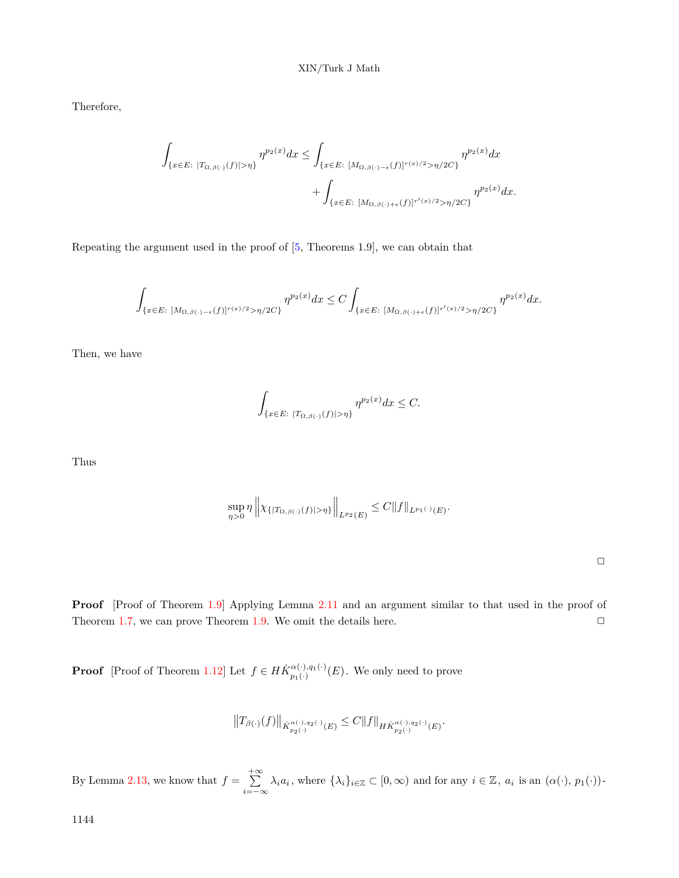Therefore,

$$\int_{\{x\in E:\ |T_{\Omega,\beta(\cdot)}(f)|>\eta\}} \eta^{p_2(x)}dx \le \int_{\{x\in E:\ [M_{\Omega,\beta(\cdot)-\epsilon}(f)]^{r(x)/2}>\eta/2C\}} \eta^{p_2(x)}dx$$
$$+\int_{\{x\in E:\ [M_{\Omega,\beta(\cdot)+\epsilon}(f)]^{r'(x)/2}>\eta/2C\}} \eta^{p_2(x)}dx.$$

Repeating the argument used in the proof of [5, Theorems 1.9], we can obtain that

$$\int_{\{x\in E:\ [M_{\Omega,\beta(\cdot)-\epsilon}(f)]^{r(x)/2}>\eta/2C\}} \eta^{p_2(x)}dx \le C\int_{\{x\in E:\ [M_{\Omega,\beta(\cdot)+\epsilon}(f)]^{r'(x)/2}>\eta/2C\}} \eta^{p_2(x)}dx.$$

Then, we have

$$\int_{\{x\in E:\ |T_{\Omega,\beta(\cdot)}(f)|>\eta\}} \eta^{p_2(x)}dx \le C.$$

Thus

$$\sup_{\eta>0}\eta\left\|\chi_{\{|T_{\Omega,\beta(\cdot)}(f)|>\eta\}}\right\|_{L^{p_2}(E)} \le C\|f\|_{L^{p_1(\cdot)}(E)}.$$

□

**Proof** [Proof of Theorem 1.9] Applying Lemma 2.11 and an argument similar to that used in the proof of Theorem 1.7, we can prove Theorem 1.9. We omit the details here. □

**Proof** [Proof of Theorem 1.12] Let $f \in H\dot{K}^{\alpha(\cdot),q_1(\cdot)}_{p_1(\cdot)}(E)$. We only need to prove

$$\left\|T_{\beta(\cdot)}(f)\right\|_{\dot{K}^{\alpha(\cdot),q_2(\cdot)}_{p_2(\cdot)}(E)} \le C\|f\|_{H\dot{K}^{\alpha(\cdot),q_2(\cdot)}_{p_2(\cdot)}(E)}.$$

By Lemma 2.13, we know that $f = \sum_{i=-\infty}^{+\infty}\lambda_i a_i$, where $\{\lambda_i\}_{i\in\mathbb{Z}} \subset [0,\infty)$ and for any $i\in\mathbb{Z}$, $a_i$ is an $(\alpha(\cdot),\, p_1(\cdot))$-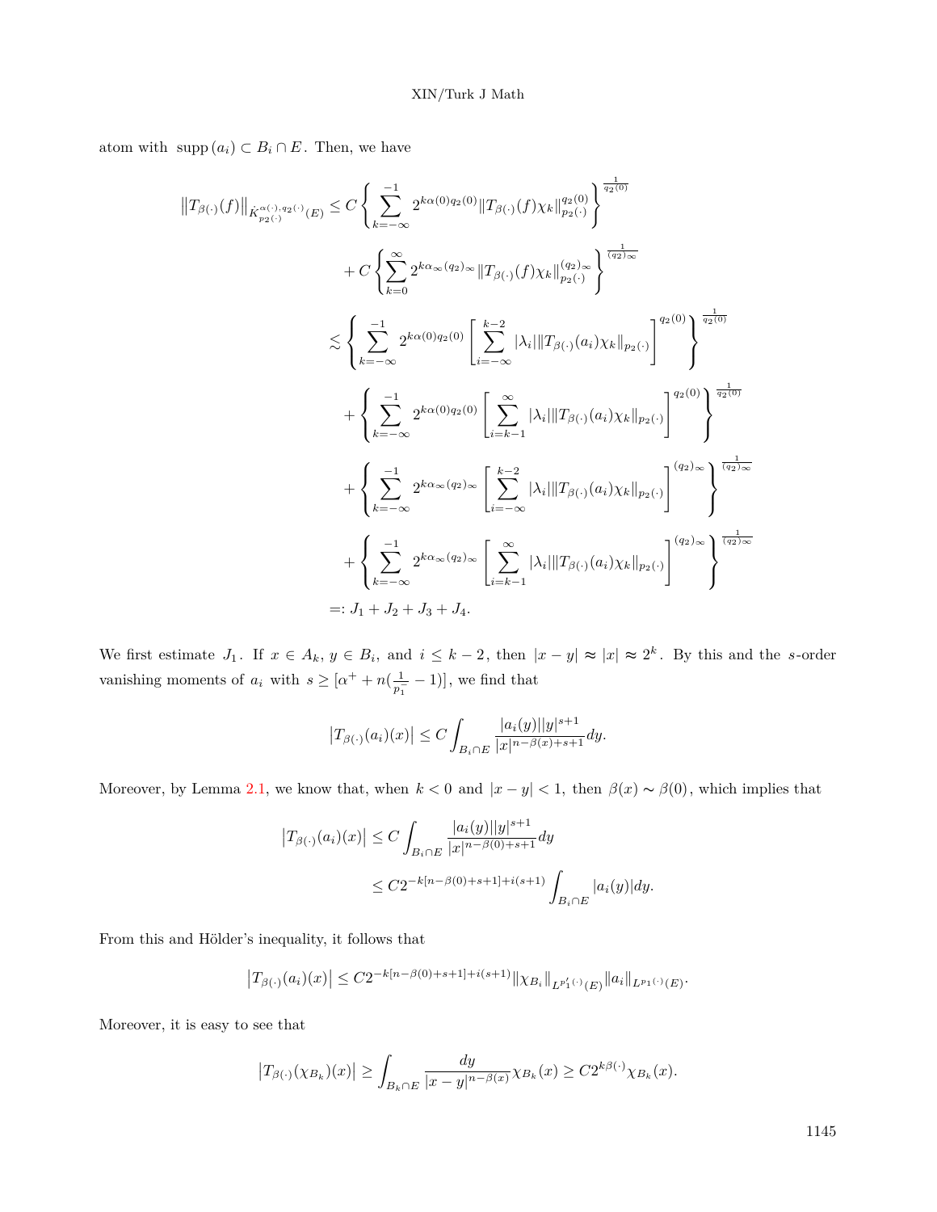atom with $\operatorname{supp}(a_i) \subset B_i \cap E$. Then, we have

$$
\begin{aligned}
\left\|T_{\beta(\cdot)}(f)\right\|_{\dot{K}^{\alpha(\cdot),q_2(\cdot)}_{p_2(\cdot)}(E)} &\leq C\left\{\sum_{k=-\infty}^{-1} 2^{k\alpha(0)q_2(0)}\|T_{\beta(\cdot)}(f)\chi_k\|^{q_2(0)}_{p_2(\cdot)}\right\}^{\frac{1}{q_2(0)}} \\
&\quad + C\left\{\sum_{k=0}^{\infty} 2^{k\alpha_\infty(q_2)_\infty}\|T_{\beta(\cdot)}(f)\chi_k\|^{(q_2)_\infty}_{p_2(\cdot)}\right\}^{\frac{1}{(q_2)_\infty}} \\
&\lesssim \left\{\sum_{k=-\infty}^{-1} 2^{k\alpha(0)q_2(0)}\left[\sum_{i=-\infty}^{k-2}|\lambda_i|\|T_{\beta(\cdot)}(a_i)\chi_k\|_{p_2(\cdot)}\right]^{q_2(0)}\right\}^{\frac{1}{q_2(0)}} \\
&\quad + \left\{\sum_{k=-\infty}^{-1} 2^{k\alpha(0)q_2(0)}\left[\sum_{i=k-1}^{\infty}|\lambda_i|\|T_{\beta(\cdot)}(a_i)\chi_k\|_{p_2(\cdot)}\right]^{q_2(0)}\right\}^{\frac{1}{q_2(0)}} \\
&\quad + \left\{\sum_{k=-\infty}^{-1} 2^{k\alpha_\infty(q_2)_\infty}\left[\sum_{i=-\infty}^{k-2}|\lambda_i|\|T_{\beta(\cdot)}(a_i)\chi_k\|_{p_2(\cdot)}\right]^{(q_2)_\infty}\right\}^{\frac{1}{(q_2)_\infty}} \\
&\quad + \left\{\sum_{k=-\infty}^{-1} 2^{k\alpha_\infty(q_2)_\infty}\left[\sum_{i=k-1}^{\infty}|\lambda_i|\|T_{\beta(\cdot)}(a_i)\chi_k\|_{p_2(\cdot)}\right]^{(q_2)_\infty}\right\}^{\frac{1}{(q_2)_\infty}} \\
&=: J_1 + J_2 + J_3 + J_4.
\end{aligned}
$$

We first estimate $J_1$. If $x \in A_k$, $y \in B_i$, and $i \leq k-2$, then $|x-y| \approx |x| \approx 2^k$. By this and the $s$-order vanishing moments of $a_i$ with $s \geq [\alpha^+ + n(\frac{1}{p_1^-} - 1)]$, we find that

$$
\left|T_{\beta(\cdot)}(a_i)(x)\right| \leq C\int_{B_i\cap E}\frac{|a_i(y)||y|^{s+1}}{|x|^{n-\beta(x)+s+1}}dy.
$$

Moreover, by Lemma 2.1, we know that, when $k<0$ and $|x-y|<1$, then $\beta(x) \sim \beta(0)$, which implies that

$$
\begin{aligned}
\left|T_{\beta(\cdot)}(a_i)(x)\right| &\leq C\int_{B_i\cap E}\frac{|a_i(y)||y|^{s+1}}{|x|^{n-\beta(0)+s+1}}dy \\
&\leq C2^{-k[n-\beta(0)+s+1]+i(s+1)}\int_{B_i\cap E}|a_i(y)|dy.
\end{aligned}
$$

From this and Hölder's inequality, it follows that

$$
\left|T_{\beta(\cdot)}(a_i)(x)\right| \leq C2^{-k[n-\beta(0)+s+1]+i(s+1)}\|\chi_{B_i}\|_{L^{p_1'(\cdot)}(E)}\|a_i\|_{L^{p_1(\cdot)}(E)}.
$$

Moreover, it is easy to see that

$$
\left|T_{\beta(\cdot)}(\chi_{B_k})(x)\right| \geq \int_{B_k\cap E}\frac{dy}{|x-y|^{n-\beta(x)}}\chi_{B_k}(x) \geq C2^{k\beta(\cdot)}\chi_{B_k}(x).
$$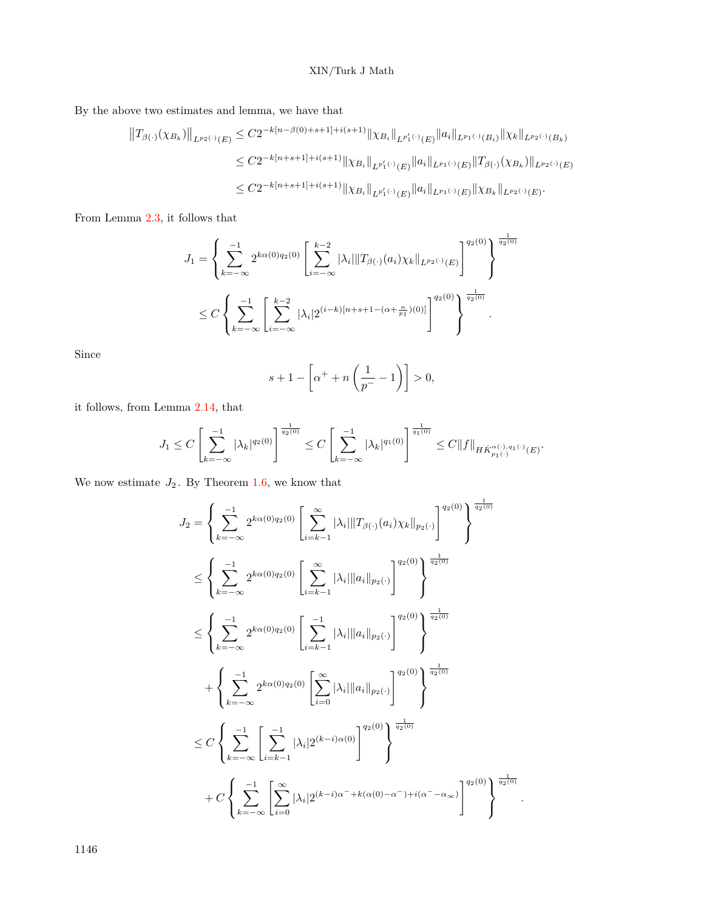By the above two estimates and lemma, we have that

$$
\begin{aligned}
\left\|T_{\beta(\cdot)}(\chi_{B_k})\right\|_{L^{p_2(\cdot)}(E)} &\le C2^{-k[n-\beta(0)+s+1]+i(s+1)}\|\chi_{B_i}\|_{L^{p_1'(\cdot)}(E)}\|a_i\|_{L^{p_1(\cdot)}(B_i)}\|\chi_k\|_{L^{p_2(\cdot)}(B_k)} \\
&\le C2^{-k[n+s+1]+i(s+1)}\|\chi_{B_i}\|_{L^{p_1'(\cdot)}(E)}\|a_i\|_{L^{p_1(\cdot)}(E)}\|T_{\beta(\cdot)}(\chi_{B_k})\|_{L^{p_2(\cdot)}(E)} \\
&\le C2^{-k[n+s+1]+i(s+1)}\|\chi_{B_i}\|_{L^{p_1'(\cdot)}(E)}\|a_i\|_{L^{p_1(\cdot)}(E)}\|\chi_{B_k}\|_{L^{p_2(\cdot)}(E)}.
\end{aligned}
$$

From Lemma 2.3, it follows that

$$
\begin{aligned}
J_1 &= \left\{\sum_{k=-\infty}^{-1} 2^{k\alpha(0)q_2(0)}\left[\sum_{i=-\infty}^{k-2}|\lambda_i|\|T_{\beta(\cdot)}(a_i)\chi_k\|_{L^{p_2(\cdot)}(E)}\right]^{q_2(0)}\right\}^{\frac{1}{q_2(0)}} \\
&\le C\left\{\sum_{k=-\infty}^{-1}\left[\sum_{i=-\infty}^{k-2}|\lambda_i|2^{(i-k)[n+s+1-(\alpha+\frac{n}{p_1})(0)]}\right]^{q_2(0)}\right\}^{\frac{1}{q_2(0)}}.
\end{aligned}
$$

Since

$$
s+1-\left[\alpha^+ + n\left(\frac{1}{p^-}-1\right)\right] > 0,
$$

it follows, from Lemma 2.14, that

$$
J_1 \le C\left[\sum_{k=-\infty}^{-1}|\lambda_k|^{q_2(0)}\right]^{\frac{1}{q_2(0)}} \le C\left[\sum_{k=-\infty}^{-1}|\lambda_k|^{q_1(0)}\right]^{\frac{1}{q_1(0)}} \le C\|f\|_{H\dot{K}^{\alpha(\cdot),q_1(\cdot)}_{p_1(\cdot)}(E)}.
$$

We now estimate $J_2$. By Theorem 1.6, we know that

$$
\begin{aligned}
J_2 &= \left\{\sum_{k=-\infty}^{-1} 2^{k\alpha(0)q_2(0)}\left[\sum_{i=k-1}^{\infty}|\lambda_i|\|T_{\beta(\cdot)}(a_i)\chi_k\|_{p_2(\cdot)}\right]^{q_2(0)}\right\}^{\frac{1}{q_2(0)}} \\
&\le \left\{\sum_{k=-\infty}^{-1} 2^{k\alpha(0)q_2(0)}\left[\sum_{i=k-1}^{\infty}|\lambda_i|\|a_i\|_{p_2(\cdot)}\right]^{q_2(0)}\right\}^{\frac{1}{q_2(0)}} \\
&\le \left\{\sum_{k=-\infty}^{-1} 2^{k\alpha(0)q_2(0)}\left[\sum_{i=k-1}^{-1}|\lambda_i|\|a_i\|_{p_2(\cdot)}\right]^{q_2(0)}\right\}^{\frac{1}{q_2(0)}} \\
&\quad + \left\{\sum_{k=-\infty}^{-1} 2^{k\alpha(0)q_2(0)}\left[\sum_{i=0}^{\infty}|\lambda_i|\|a_i\|_{p_2(\cdot)}\right]^{q_2(0)}\right\}^{\frac{1}{q_2(0)}} \\
&\le C\left\{\sum_{k=-\infty}^{-1}\left[\sum_{i=k-1}^{-1}|\lambda_i|2^{(k-i)\alpha(0)}\right]^{q_2(0)}\right\}^{\frac{1}{q_2(0)}} \\
&\quad + C\left\{\sum_{k=-\infty}^{-1}\left[\sum_{i=0}^{\infty}|\lambda_i|2^{(k-i)\alpha^- + k(\alpha(0)-\alpha^-)+i(\alpha^- - \alpha_\infty)}\right]^{q_2(0)}\right\}^{\frac{1}{q_2(0)}}.
\end{aligned}
$$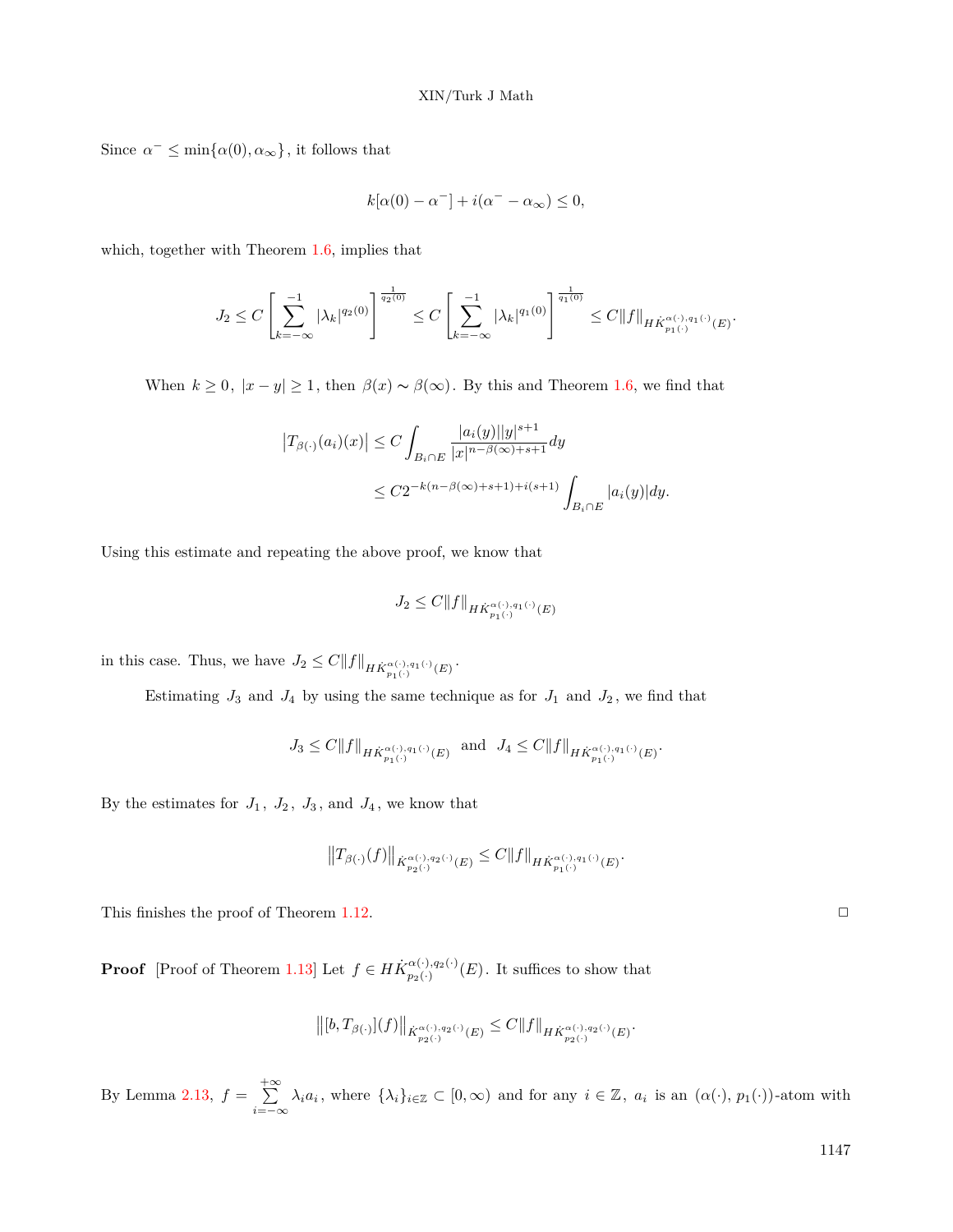Since $\alpha^- \leq \min\{\alpha(0), \alpha_\infty\}$, it follows that

$$k[\alpha(0) - \alpha^-] + i(\alpha^- - \alpha_\infty) \leq 0,$$

which, together with Theorem 1.6, implies that

$$J_2 \leq C\left[\sum_{k=-\infty}^{-1} |\lambda_k|^{q_2(0)}\right]^{\frac{1}{q_2(0)}} \leq C\left[\sum_{k=-\infty}^{-1} |\lambda_k|^{q_1(0)}\right]^{\frac{1}{q_1(0)}} \leq C\|f\|_{H\dot{K}^{\alpha(\cdot),q_1(\cdot)}_{p_1(\cdot)}(E)}.$$

When $k \geq 0$, $|x-y| \geq 1$, then $\beta(x) \sim \beta(\infty)$. By this and Theorem 1.6, we find that

$$\begin{aligned}
\left|T_{\beta(\cdot)}(a_i)(x)\right| &\leq C\int_{B_i \cap E} \frac{|a_i(y)||y|^{s+1}}{|x|^{n-\beta(\infty)+s+1}}dy \\
&\leq C2^{-k(n-\beta(\infty)+s+1)+i(s+1)} \int_{B_i \cap E} |a_i(y)|dy.
\end{aligned}$$

Using this estimate and repeating the above proof, we know that

$$J_2 \leq C\|f\|_{H\dot{K}^{\alpha(\cdot),q_1(\cdot)}_{p_1(\cdot)}(E)}$$

in this case. Thus, we have $J_2 \leq C\|f\|_{H\dot{K}^{\alpha(\cdot),q_1(\cdot)}_{p_1(\cdot)}(E)}$.

Estimating $J_3$ and $J_4$ by using the same technique as for $J_1$ and $J_2$, we find that

$$J_3 \leq C\|f\|_{H\dot{K}^{\alpha(\cdot),q_1(\cdot)}_{p_1(\cdot)}(E)} \quad \text{and} \quad J_4 \leq C\|f\|_{H\dot{K}^{\alpha(\cdot),q_1(\cdot)}_{p_1(\cdot)}(E)}.$$

By the estimates for $J_1$, $J_2$, $J_3$, and $J_4$, we know that

$$\left\|T_{\beta(\cdot)}(f)\right\|_{\dot{K}^{\alpha(\cdot),q_2(\cdot)}_{p_2(\cdot)}(E)} \leq C\|f\|_{H\dot{K}^{\alpha(\cdot),q_1(\cdot)}_{p_1(\cdot)}(E)}.$$

This finishes the proof of Theorem 1.12. □

**Proof** [Proof of Theorem 1.13] Let $f \in H\dot{K}^{\alpha(\cdot),q_2(\cdot)}_{p_2(\cdot)}(E)$. It suffices to show that

$$\left\|[b, T_{\beta(\cdot)}](f)\right\|_{\dot{K}^{\alpha(\cdot),q_2(\cdot)}_{p_2(\cdot)}(E)} \leq C\|f\|_{H\dot{K}^{\alpha(\cdot),q_2(\cdot)}_{p_2(\cdot)}(E)}.$$

By Lemma 2.13, $f = \sum\limits_{i=-\infty}^{+\infty} \lambda_i a_i$, where $\{\lambda_i\}_{i\in\mathbb{Z}} \subset [0, \infty)$ and for any $i \in \mathbb{Z}$, $a_i$ is an $(\alpha(\cdot), p_1(\cdot))$-atom with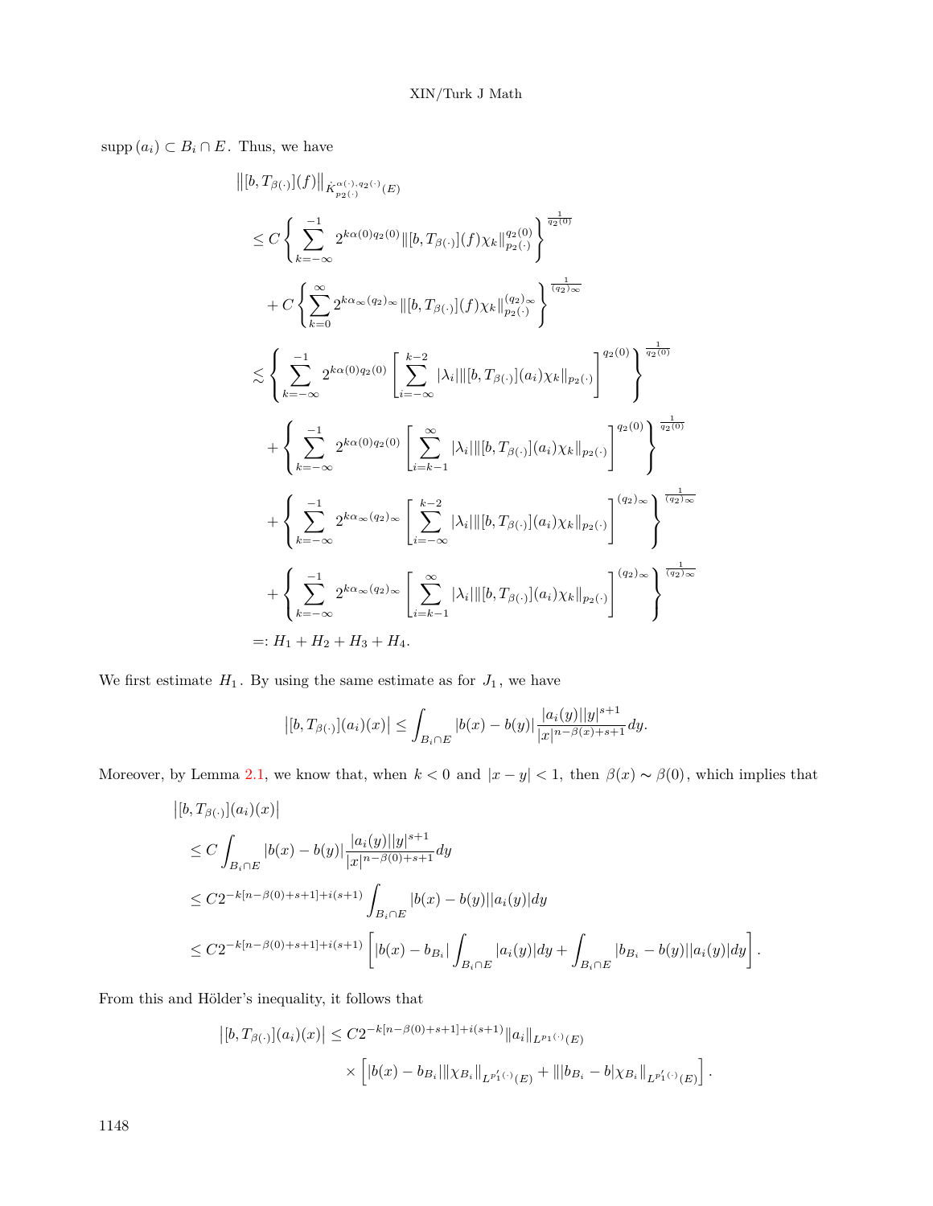$\operatorname{supp}(a_i) \subset B_i \cap E$. Thus, we have

$$
\begin{aligned}
&\left\|[b, T_{\beta(\cdot)}](f)\right\|_{\dot{K}^{\alpha(\cdot),q_2(\cdot)}_{p_2(\cdot)}(E)} \\
&\leq C\left\{\sum_{k=-\infty}^{-1} 2^{k\alpha(0)q_2(0)} \|[b, T_{\beta(\cdot)}](f)\chi_k\|_{p_2(\cdot)}^{q_2(0)}\right\}^{\frac{1}{q_2(0)}} \\
&\quad + C\left\{\sum_{k=0}^{\infty} 2^{k\alpha_\infty(q_2)_\infty} \|[b, T_{\beta(\cdot)}](f)\chi_k\|_{p_2(\cdot)}^{(q_2)_\infty}\right\}^{\frac{1}{(q_2)_\infty}} \\
&\lesssim \left\{\sum_{k=-\infty}^{-1} 2^{k\alpha(0)q_2(0)} \left[\sum_{i=-\infty}^{k-2} |\lambda_i| \|[b, T_{\beta(\cdot)}](a_i)\chi_k\|_{p_2(\cdot)}\right]^{q_2(0)}\right\}^{\frac{1}{q_2(0)}} \\
&\quad + \left\{\sum_{k=-\infty}^{-1} 2^{k\alpha(0)q_2(0)} \left[\sum_{i=k-1}^{\infty} |\lambda_i| \|[b, T_{\beta(\cdot)}](a_i)\chi_k\|_{p_2(\cdot)}\right]^{q_2(0)}\right\}^{\frac{1}{q_2(0)}} \\
&\quad + \left\{\sum_{k=-\infty}^{-1} 2^{k\alpha_\infty(q_2)_\infty} \left[\sum_{i=-\infty}^{k-2} |\lambda_i| \|[b, T_{\beta(\cdot)}](a_i)\chi_k\|_{p_2(\cdot)}\right]^{(q_2)_\infty}\right\}^{\frac{1}{(q_2)_\infty}} \\
&\quad + \left\{\sum_{k=-\infty}^{-1} 2^{k\alpha_\infty(q_2)_\infty} \left[\sum_{i=k-1}^{\infty} |\lambda_i| \|[b, T_{\beta(\cdot)}](a_i)\chi_k\|_{p_2(\cdot)}\right]^{(q_2)_\infty}\right\}^{\frac{1}{(q_2)_\infty}} \\
&=: H_1 + H_2 + H_3 + H_4.
\end{aligned}
$$

We first estimate $H_1$. By using the same estimate as for $J_1$, we have

$$
\left|[b, T_{\beta(\cdot)}](a_i)(x)\right| \leq \int_{B_i \cap E} |b(x) - b(y)| \frac{|a_i(y)||y|^{s+1}}{|x|^{n-\beta(x)+s+1}} dy.
$$

Moreover, by Lemma 2.1, we know that, when $k < 0$ and $|x - y| < 1$, then $\beta(x) \sim \beta(0)$, which implies that

$$
\begin{aligned}
&\left|[b, T_{\beta(\cdot)}](a_i)(x)\right| \\
&\leq C\int_{B_i \cap E} |b(x) - b(y)| \frac{|a_i(y)||y|^{s+1}}{|x|^{n-\beta(0)+s+1}} dy \\
&\leq C 2^{-k[n-\beta(0)+s+1]+i(s+1)} \int_{B_i \cap E} |b(x) - b(y)||a_i(y)| dy \\
&\leq C 2^{-k[n-\beta(0)+s+1]+i(s+1)} \left[|b(x) - b_{B_i}| \int_{B_i \cap E} |a_i(y)| dy + \int_{B_i \cap E} |b_{B_i} - b(y)||a_i(y)| dy\right].
\end{aligned}
$$

From this and Hölder's inequality, it follows that

$$
\begin{aligned}
\left|[b, T_{\beta(\cdot)}](a_i)(x)\right| &\leq C 2^{-k[n-\beta(0)+s+1]+i(s+1)} \|a_i\|_{L^{p_1(\cdot)}(E)} \\
&\quad \times \left[|b(x) - b_{B_i}| \|\chi_{B_i}\|_{L^{p_1'(\cdot)}(E)} + \||b_{B_i} - b|\chi_{B_i}\|_{L^{p_1'(\cdot)}(E)}\right].
\end{aligned}
$$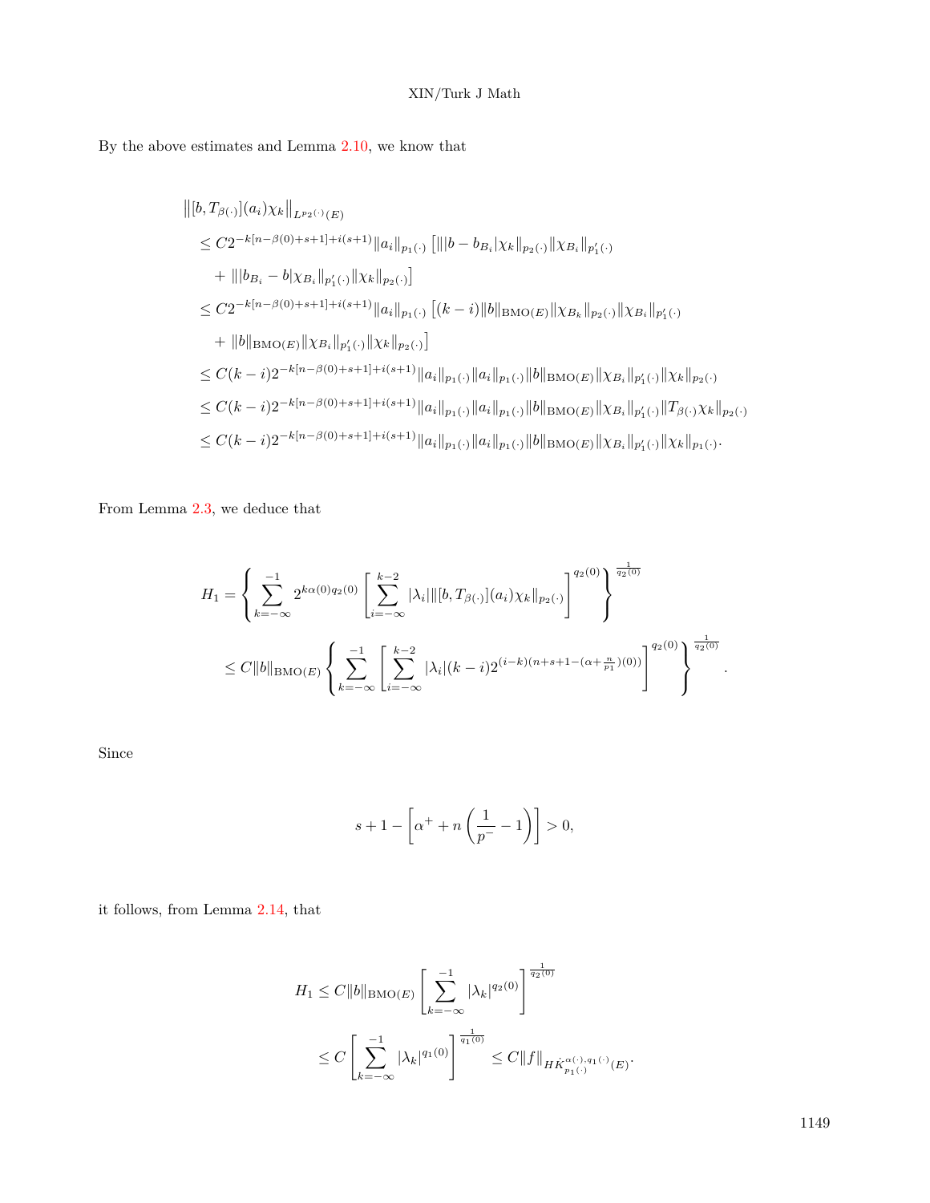By the above estimates and Lemma 2.10, we know that

$$
\begin{aligned}
&\left\|[b, T_{\beta(\cdot)}](a_i)\chi_k\right\|_{L^{p_2(\cdot)}(E)} \\
&\quad \le C2^{-k[n-\beta(0)+s+1]+i(s+1)}\|a_i\|_{p_1(\cdot)}\left[\||b-b_{B_i}|\chi_k\|_{p_2(\cdot)}\|\chi_{B_i}\|_{p_1'(\cdot)}\right. \\
&\qquad \left.+\,\||b_{B_i}-b|\chi_{B_i}\|_{p_1'(\cdot)}\|\chi_k\|_{p_2(\cdot)}\right] \\
&\quad \le C2^{-k[n-\beta(0)+s+1]+i(s+1)}\|a_i\|_{p_1(\cdot)}\left[(k-i)\|b\|_{\mathrm{BMO}(E)}\|\chi_{B_k}\|_{p_2(\cdot)}\|\chi_{B_i}\|_{p_1'(\cdot)}\right. \\
&\qquad \left.+\,\|b\|_{\mathrm{BMO}(E)}\|\chi_{B_i}\|_{p_1'(\cdot)}\|\chi_k\|_{p_2(\cdot)}\right] \\
&\quad \le C(k-i)2^{-k[n-\beta(0)+s+1]+i(s+1)}\|a_i\|_{p_1(\cdot)}\|a_i\|_{p_1(\cdot)}\|b\|_{\mathrm{BMO}(E)}\|\chi_{B_i}\|_{p_1'(\cdot)}\|\chi_k\|_{p_2(\cdot)} \\
&\quad \le C(k-i)2^{-k[n-\beta(0)+s+1]+i(s+1)}\|a_i\|_{p_1(\cdot)}\|a_i\|_{p_1(\cdot)}\|b\|_{\mathrm{BMO}(E)}\|\chi_{B_i}\|_{p_1'(\cdot)}\|T_{\beta(\cdot)}\chi_k\|_{p_2(\cdot)} \\
&\quad \le C(k-i)2^{-k[n-\beta(0)+s+1]+i(s+1)}\|a_i\|_{p_1(\cdot)}\|a_i\|_{p_1(\cdot)}\|b\|_{\mathrm{BMO}(E)}\|\chi_{B_i}\|_{p_1'(\cdot)}\|\chi_k\|_{p_1(\cdot)}.
\end{aligned}
$$

From Lemma 2.3, we deduce that

$$
\begin{aligned}
H_1 &= \left\{\sum_{k=-\infty}^{-1} 2^{k\alpha(0)q_2(0)}\left[\sum_{i=-\infty}^{k-2}|\lambda_i|\|[b,T_{\beta(\cdot)}](a_i)\chi_k\|_{p_2(\cdot)}\right]^{q_2(0)}\right\}^{\frac{1}{q_2(0)}} \\
&\le C\|b\|_{\mathrm{BMO}(E)}\left\{\sum_{k=-\infty}^{-1}\left[\sum_{i=-\infty}^{k-2}|\lambda_i|(k-i)2^{(i-k)(n+s+1-(\alpha+\frac{n}{p_1})(0))}\right]^{q_2(0)}\right\}^{\frac{1}{q_2(0)}}.
\end{aligned}
$$

Since

$$
s+1-\left[\alpha^+ + n\left(\frac{1}{p^-}-1\right)\right] > 0,
$$

it follows, from Lemma 2.14, that

$$
\begin{aligned}
H_1 &\le C\|b\|_{\mathrm{BMO}(E)}\left[\sum_{k=-\infty}^{-1}|\lambda_k|^{q_2(0)}\right]^{\frac{1}{q_2(0)}} \\
&\le C\left[\sum_{k=-\infty}^{-1}|\lambda_k|^{q_1(0)}\right]^{\frac{1}{q_1(0)}} \le C\|f\|_{H\dot{K}^{\alpha(\cdot),q_1(\cdot)}_{p_1(\cdot)}(E)}.
\end{aligned}
$$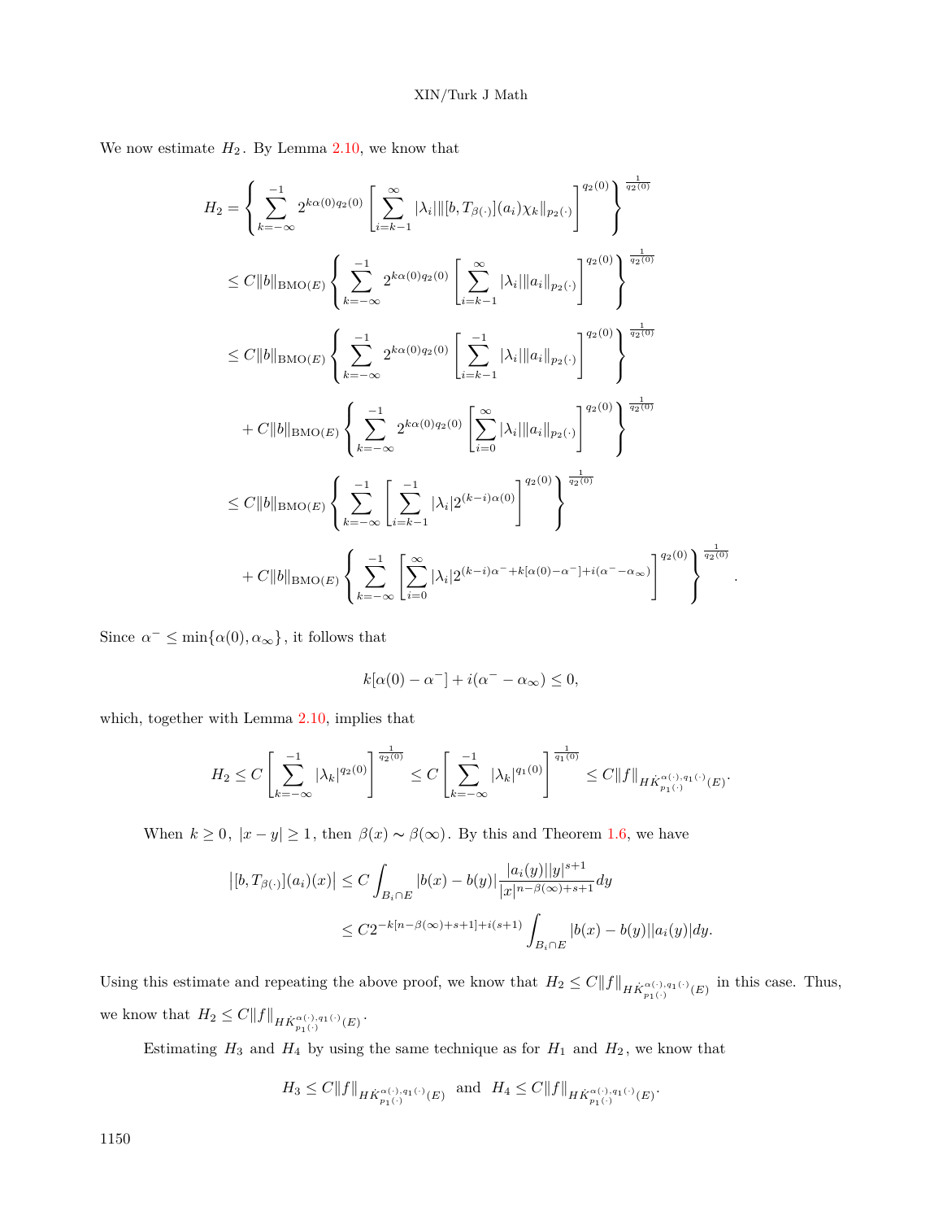We now estimate $H_2$. By Lemma 2.10, we know that

$$
\begin{aligned}
H_2 &= \left\{ \sum_{k=-\infty}^{-1} 2^{k\alpha(0)q_2(0)} \left[ \sum_{i=k-1}^{\infty} |\lambda_i| \|[b, T_{\beta(\cdot)}](a_i)\chi_k\|_{p_2(\cdot)} \right]^{q_2(0)} \right\}^{\frac{1}{q_2(0)}} \\
&\leq C\|b\|_{\mathrm{BMO}(E)} \left\{ \sum_{k=-\infty}^{-1} 2^{k\alpha(0)q_2(0)} \left[ \sum_{i=k-1}^{\infty} |\lambda_i| \|a_i\|_{p_2(\cdot)} \right]^{q_2(0)} \right\}^{\frac{1}{q_2(0)}} \\
&\leq C\|b\|_{\mathrm{BMO}(E)} \left\{ \sum_{k=-\infty}^{-1} 2^{k\alpha(0)q_2(0)} \left[ \sum_{i=k-1}^{-1} |\lambda_i| \|a_i\|_{p_2(\cdot)} \right]^{q_2(0)} \right\}^{\frac{1}{q_2(0)}} \\
&\quad + C\|b\|_{\mathrm{BMO}(E)} \left\{ \sum_{k=-\infty}^{-1} 2^{k\alpha(0)q_2(0)} \left[ \sum_{i=0}^{\infty} |\lambda_i| \|a_i\|_{p_2(\cdot)} \right]^{q_2(0)} \right\}^{\frac{1}{q_2(0)}} \\
&\leq C\|b\|_{\mathrm{BMO}(E)} \left\{ \sum_{k=-\infty}^{-1} \left[ \sum_{i=k-1}^{-1} |\lambda_i| 2^{(k-i)\alpha(0)} \right]^{q_2(0)} \right\}^{\frac{1}{q_2(0)}} \\
&\quad + C\|b\|_{\mathrm{BMO}(E)} \left\{ \sum_{k=-\infty}^{-1} \left[ \sum_{i=0}^{\infty} |\lambda_i| 2^{(k-i)\alpha^- + k[\alpha(0)-\alpha^-] + i(\alpha^- - \alpha_\infty)} \right]^{q_2(0)} \right\}^{\frac{1}{q_2(0)}}.
\end{aligned}
$$

Since $\alpha^- \leq \min\{\alpha(0), \alpha_\infty\}$, it follows that

$$
k[\alpha(0) - \alpha^-] + i(\alpha^- - \alpha_\infty) \leq 0,
$$

which, together with Lemma 2.10, implies that

$$
H_2 \leq C \left[ \sum_{k=-\infty}^{-1} |\lambda_k|^{q_2(0)} \right]^{\frac{1}{q_2(0)}} \leq C \left[ \sum_{k=-\infty}^{-1} |\lambda_k|^{q_1(0)} \right]^{\frac{1}{q_1(0)}} \leq C\|f\|_{H\dot{K}^{\alpha(\cdot), q_1(\cdot)}_{p_1(\cdot)}(E)}.
$$

When $k \geq 0$, $|x - y| \geq 1$, then $\beta(x) \sim \beta(\infty)$. By this and Theorem 1.6, we have

$$
\begin{aligned}
\left|[b, T_{\beta(\cdot)}](a_i)(x)\right| &\leq C \int_{B_i \cap E} |b(x) - b(y)| \frac{|a_i(y)||y|^{s+1}}{|x|^{n-\beta(\infty)+s+1}} dy \\
&\leq C 2^{-k[n-\beta(\infty)+s+1]+i(s+1)} \int_{B_i \cap E} |b(x) - b(y)||a_i(y)| dy.
\end{aligned}
$$

Using this estimate and repeating the above proof, we know that $H_2 \leq C\|f\|_{H\dot{K}^{\alpha(\cdot), q_1(\cdot)}_{p_1(\cdot)}(E)}$ in this case. Thus, we know that $H_2 \leq C\|f\|_{H\dot{K}^{\alpha(\cdot), q_1(\cdot)}_{p_1(\cdot)}(E)}$.

Estimating $H_3$ and $H_4$ by using the same technique as for $H_1$ and $H_2$, we know that

$$
H_3 \leq C\|f\|_{H\dot{K}^{\alpha(\cdot), q_1(\cdot)}_{p_1(\cdot)}(E)} \quad \text{and} \quad H_4 \leq C\|f\|_{H\dot{K}^{\alpha(\cdot), q_1(\cdot)}_{p_1(\cdot)}(E)}.
$$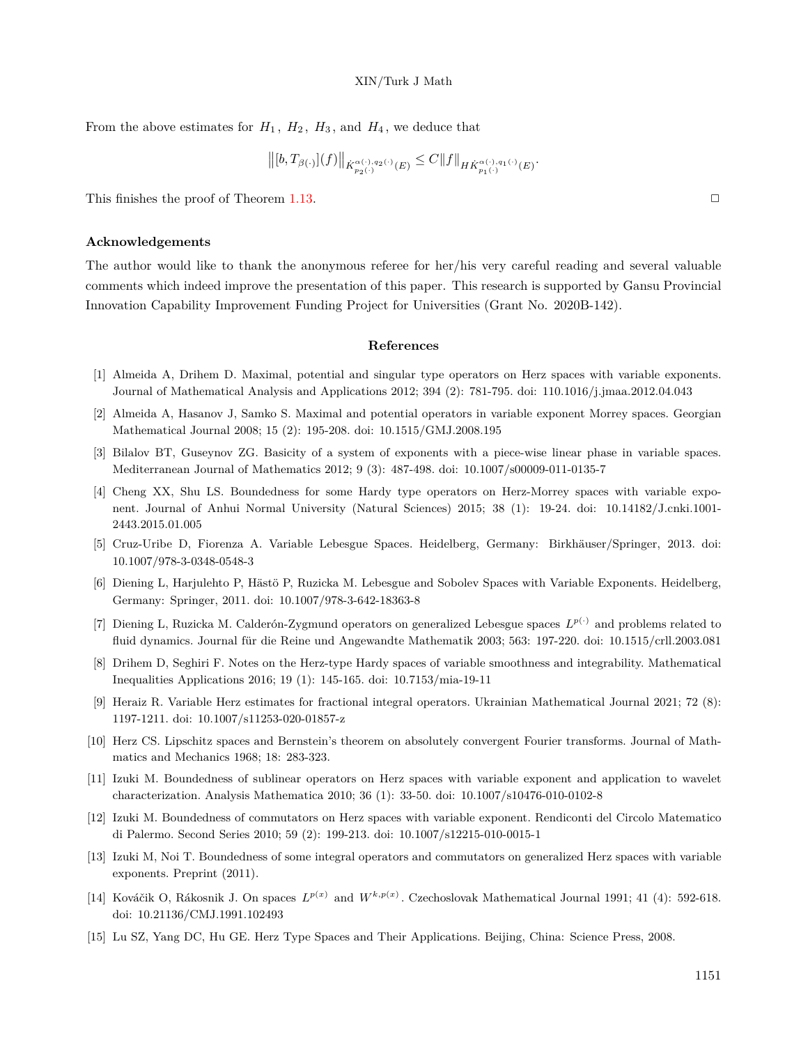From the above estimates for $H_1$, $H_2$, $H_3$, and $H_4$, we deduce that

$$\left\|[b, T_{\beta(\cdot)}](f)\right\|_{\dot{K}^{\alpha(\cdot),q_2(\cdot)}_{p_2(\cdot)}(E)} \leq C\|f\|_{H\dot{K}^{\alpha(\cdot),q_1(\cdot)}_{p_1(\cdot)}(E)}.$$

This finishes the proof of Theorem 1.13. □

## Acknowledgements

The author would like to thank the anonymous referee for her/his very careful reading and several valuable comments which indeed improve the presentation of this paper. This research is supported by Gansu Provincial Innovation Capability Improvement Funding Project for Universities (Grant No. 2020B-142).

## References

[1] Almeida A, Drihem D. Maximal, potential and singular type operators on Herz spaces with variable exponents. Journal of Mathematical Analysis and Applications 2012; 394 (2): 781-795. doi: 110.1016/j.jmaa.2012.04.043

[2] Almeida A, Hasanov J, Samko S. Maximal and potential operators in variable exponent Morrey spaces. Georgian Mathematical Journal 2008; 15 (2): 195-208. doi: 10.1515/GMJ.2008.195

[3] Bilalov BT, Guseynov ZG. Basicity of a system of exponents with a piece-wise linear phase in variable spaces. Mediterranean Journal of Mathematics 2012; 9 (3): 487-498. doi: 10.1007/s00009-011-0135-7

[4] Cheng XX, Shu LS. Boundedness for some Hardy type operators on Herz-Morrey spaces with variable exponent. Journal of Anhui Normal University (Natural Sciences) 2015; 38 (1): 19-24. doi: 10.14182/J.cnki.1001-2443.2015.01.005

[5] Cruz-Uribe D, Fiorenza A. Variable Lebesgue Spaces. Heidelberg, Germany: Birkhäuser/Springer, 2013. doi: 10.1007/978-3-0348-0548-3

[6] Diening L, Harjulehto P, Hästö P, Ruzicka M. Lebesgue and Sobolev Spaces with Variable Exponents. Heidelberg, Germany: Springer, 2011. doi: 10.1007/978-3-642-18363-8

[7] Diening L, Ruzicka M. Calderón-Zygmund operators on generalized Lebesgue spaces $L^{p(\cdot)}$ and problems related to fluid dynamics. Journal für die Reine und Angewandte Mathematik 2003; 563: 197-220. doi: 10.1515/crll.2003.081

[8] Drihem D, Seghiri F. Notes on the Herz-type Hardy spaces of variable smoothness and integrability. Mathematical Inequalities Applications 2016; 19 (1): 145-165. doi: 10.7153/mia-19-11

[9] Heraiz R. Variable Herz estimates for fractional integral operators. Ukrainian Mathematical Journal 2021; 72 (8): 1197-1211. doi: 10.1007/s11253-020-01857-z

[10] Herz CS. Lipschitz spaces and Bernstein's theorem on absolutely convergent Fourier transforms. Journal of Mathematics and Mechanics 1968; 18: 283-323.

[11] Izuki M. Boundedness of sublinear operators on Herz spaces with variable exponent and application to wavelet characterization. Analysis Mathematica 2010; 36 (1): 33-50. doi: 10.1007/s10476-010-0102-8

[12] Izuki M. Boundedness of commutators on Herz spaces with variable exponent. Rendiconti del Circolo Matematico di Palermo. Second Series 2010; 59 (2): 199-213. doi: 10.1007/s12215-010-0015-1

[13] Izuki M, Noi T. Boundedness of some integral operators and commutators on generalized Herz spaces with variable exponents. Preprint (2011).

[14] Kováčik O, Rákosnik J. On spaces $L^{p(x)}$ and $W^{k,p(x)}$. Czechoslovak Mathematical Journal 1991; 41 (4): 592-618. doi: 10.21136/CMJ.1991.102493

[15] Lu SZ, Yang DC, Hu GE. Herz Type Spaces and Their Applications. Beijing, China: Science Press, 2008.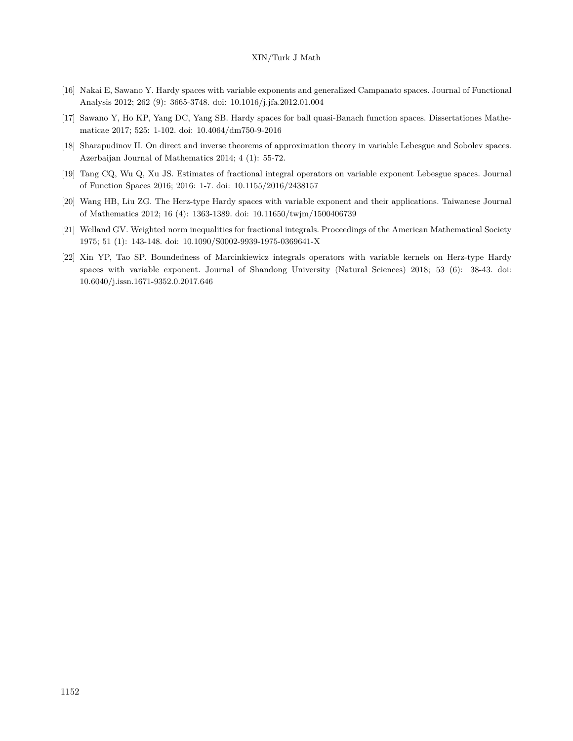[16] Nakai E, Sawano Y. Hardy spaces with variable exponents and generalized Campanato spaces. Journal of Functional Analysis 2012; 262 (9): 3665-3748. doi: 10.1016/j.jfa.2012.01.004

[17] Sawano Y, Ho KP, Yang DC, Yang SB. Hardy spaces for ball quasi-Banach function spaces. Dissertationes Mathematicae 2017; 525: 1-102. doi: 10.4064/dm750-9-2016

[18] Sharapudinov II. On direct and inverse theorems of approximation theory in variable Lebesgue and Sobolev spaces. Azerbaijan Journal of Mathematics 2014; 4 (1): 55-72.

[19] Tang CQ, Wu Q, Xu JS. Estimates of fractional integral operators on variable exponent Lebesgue spaces. Journal of Function Spaces 2016; 2016: 1-7. doi: 10.1155/2016/2438157

[20] Wang HB, Liu ZG. The Herz-type Hardy spaces with variable exponent and their applications. Taiwanese Journal of Mathematics 2012; 16 (4): 1363-1389. doi: 10.11650/twjm/1500406739

[21] Welland GV. Weighted norm inequalities for fractional integrals. Proceedings of the American Mathematical Society 1975; 51 (1): 143-148. doi: 10.1090/S0002-9939-1975-0369641-X

[22] Xin YP, Tao SP. Boundedness of Marcinkiewicz integrals operators with variable kernels on Herz-type Hardy spaces with variable exponent. Journal of Shandong University (Natural Sciences) 2018; 53 (6): 38-43. doi: 10.6040/j.issn.1671-9352.0.2017.646